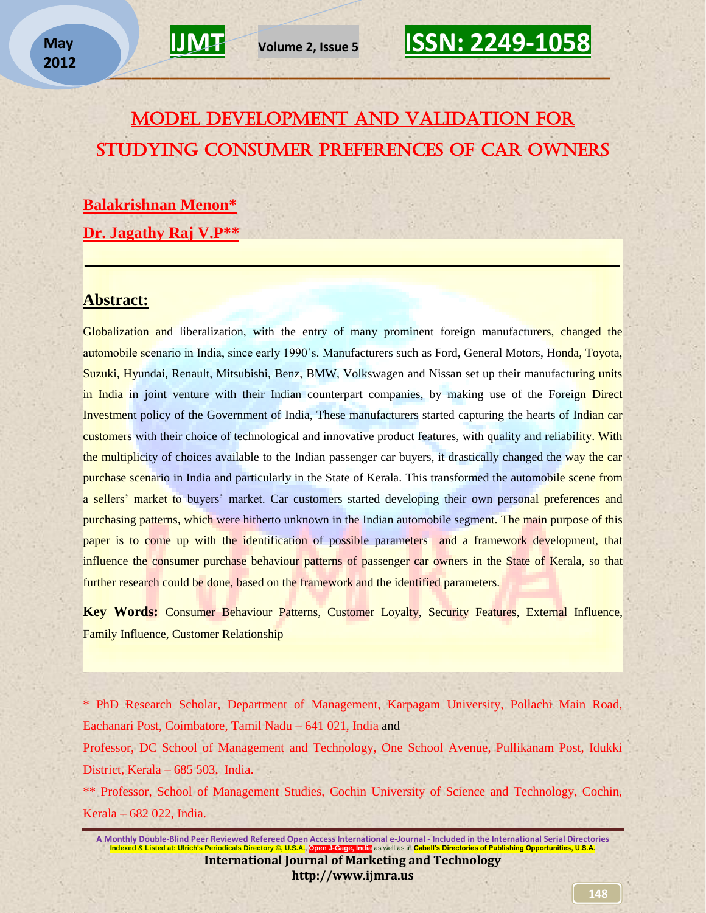# MODEL DEVELOPMENT AND VALIDATION FOR STUDYING CONSUMER PREFERENCES OF CAR OWNERS

**Balakrishnan Menon***

**Dr. Jagathy Raj V.P****

## Abstract:

Globalization and liberalization, with the entry of many prominent foreign manufacturers, changed the automobile scenario in India, since early 1990's. Manufacturers such as Ford, General Motors, Honda, Toyota, Suzuki, Hyundai, Renault, Mitsubishi, Benz, BMW, Volkswagen and Nissan set up their manufacturing units in India in joint venture with their Indian counterpart companies, by making use of the Foreign Direct Investment policy of the Government of India, These manufacturers started capturing the hearts of Indian car customers with their choice of technological and innovative product features, with quality and reliability. With the multiplicity of choices available to the Indian passenger car buyers, it drastically changed the way the car purchase scenario in India and particularly in the State of Kerala. This transformed the automobile scene from a sellers' market to buyers' market. Car customers started developing their own personal preferences and purchasing patterns, which were hitherto unknown in the Indian automobile segment. The main purpose of this paper is to come up with the identification of possible parameters and a framework development, that influence the consumer purchase behaviour patterns of passenger car owners in the State of Kerala, so that further research could be done, based on the framework and the identified parameters.

**Key Words:** Consumer Behaviour Patterns, Customer Loyalty, Security Features, External Influence, Family Influence, Customer Relationship

---

\* PhD Research Scholar, Department of Management, Karpagam University, Pollachi Main Road, Eachanari Post, Coimbatore, Tamil Nadu – 641 021, India and

Professor, DC School of Management and Technology, One School Avenue, Pullikanam Post, Idukki District, Kerala – 685 503, India.

\*\* Professor, School of Management Studies, Cochin University of Science and Technology, Cochin, Kerala – 682 022, India.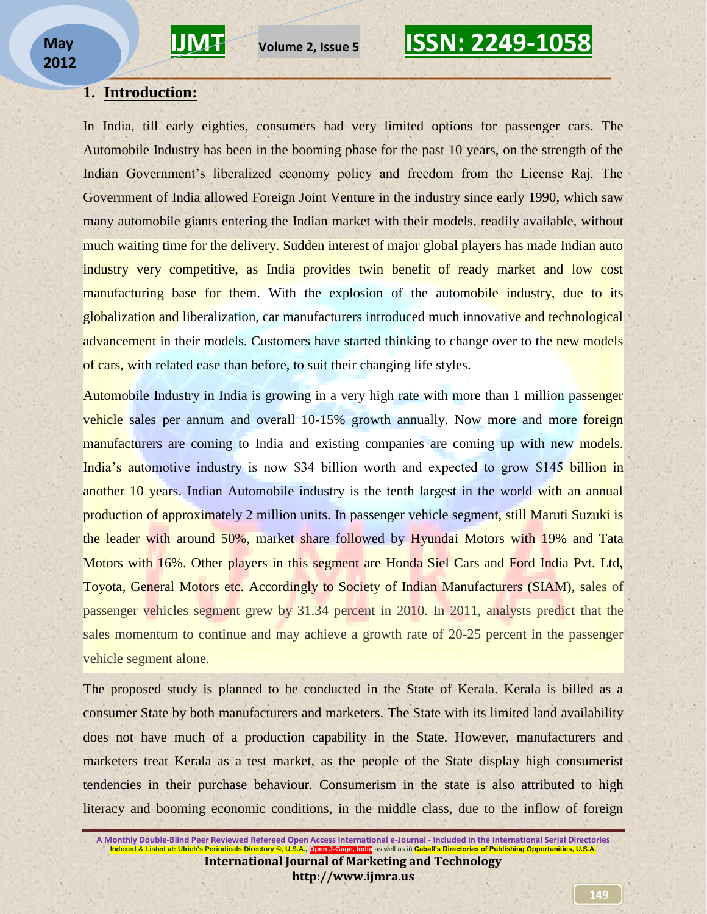## 1. Introduction:

In India, till early eighties, consumers had very limited options for passenger cars. The Automobile Industry has been in the booming phase for the past 10 years, on the strength of the Indian Government's liberalized economy policy and freedom from the License Raj. The Government of India allowed Foreign Joint Venture in the industry since early 1990, which saw many automobile giants entering the Indian market with their models, readily available, without much waiting time for the delivery. Sudden interest of major global players has made Indian auto industry very competitive, as India provides twin benefit of ready market and low cost manufacturing base for them. With the explosion of the automobile industry, due to its globalization and liberalization, car manufacturers introduced much innovative and technological advancement in their models. Customers have started thinking to change over to the new models of cars, with related ease than before, to suit their changing life styles.

Automobile Industry in India is growing in a very high rate with more than 1 million passenger vehicle sales per annum and overall 10-15% growth annually. Now more and more foreign manufacturers are coming to India and existing companies are coming up with new models. India's automotive industry is now $34 billion worth and expected to grow $145 billion in another 10 years. Indian Automobile industry is the tenth largest in the world with an annual production of approximately 2 million units. In passenger vehicle segment, still Maruti Suzuki is the leader with around 50%, market share followed by Hyundai Motors with 19% and Tata Motors with 16%. Other players in this segment are Honda Siel Cars and Ford India Pvt. Ltd, Toyota, General Motors etc. Accordingly to Society of Indian Manufacturers (SIAM), sales of passenger vehicles segment grew by 31.34 percent in 2010. In 2011, analysts predict that the sales momentum to continue and may achieve a growth rate of 20-25 percent in the passenger vehicle segment alone.

The proposed study is planned to be conducted in the State of Kerala. Kerala is billed as a consumer State by both manufacturers and marketers. The State with its limited land availability does not have much of a production capability in the State. However, manufacturers and marketers treat Kerala as a test market, as the people of the State display high consumerist tendencies in their purchase behaviour. Consumerism in the state is also attributed to high literacy and booming economic conditions, in the middle class, due to the inflow of foreign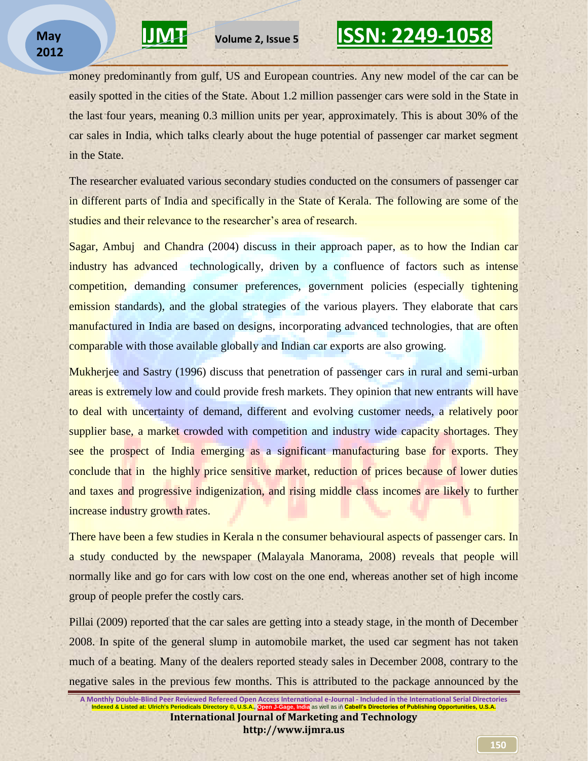money predominantly from gulf, US and European countries. Any new model of the car can be easily spotted in the cities of the State. About 1.2 million passenger cars were sold in the State in the last four years, meaning 0.3 million units per year, approximately. This is about 30% of the car sales in India, which talks clearly about the huge potential of passenger car market segment in the State.

The researcher evaluated various secondary studies conducted on the consumers of passenger car in different parts of India and specifically in the State of Kerala. The following are some of the studies and their relevance to the researcher's area of research.

Sagar, Ambuj and Chandra (2004) discuss in their approach paper, as to how the Indian car industry has advanced technologically, driven by a confluence of factors such as intense competition, demanding consumer preferences, government policies (especially tightening emission standards), and the global strategies of the various players. They elaborate that cars manufactured in India are based on designs, incorporating advanced technologies, that are often comparable with those available globally and Indian car exports are also growing.

Mukherjee and Sastry (1996) discuss that penetration of passenger cars in rural and semi-urban areas is extremely low and could provide fresh markets. They opinion that new entrants will have to deal with uncertainty of demand, different and evolving customer needs, a relatively poor supplier base, a market crowded with competition and industry wide capacity shortages. They see the prospect of India emerging as a significant manufacturing base for exports. They conclude that in the highly price sensitive market, reduction of prices because of lower duties and taxes and progressive indigenization, and rising middle class incomes are likely to further increase industry growth rates.

There have been a few studies in Kerala n the consumer behavioural aspects of passenger cars. In a study conducted by the newspaper (Malayala Manorama, 2008) reveals that people will normally like and go for cars with low cost on the one end, whereas another set of high income group of people prefer the costly cars.

Pillai (2009) reported that the car sales are getting into a steady stage, in the month of December 2008. In spite of the general slump in automobile market, the used car segment has not taken much of a beating. Many of the dealers reported steady sales in December 2008, contrary to the negative sales in the previous few months. This is attributed to the package announced by the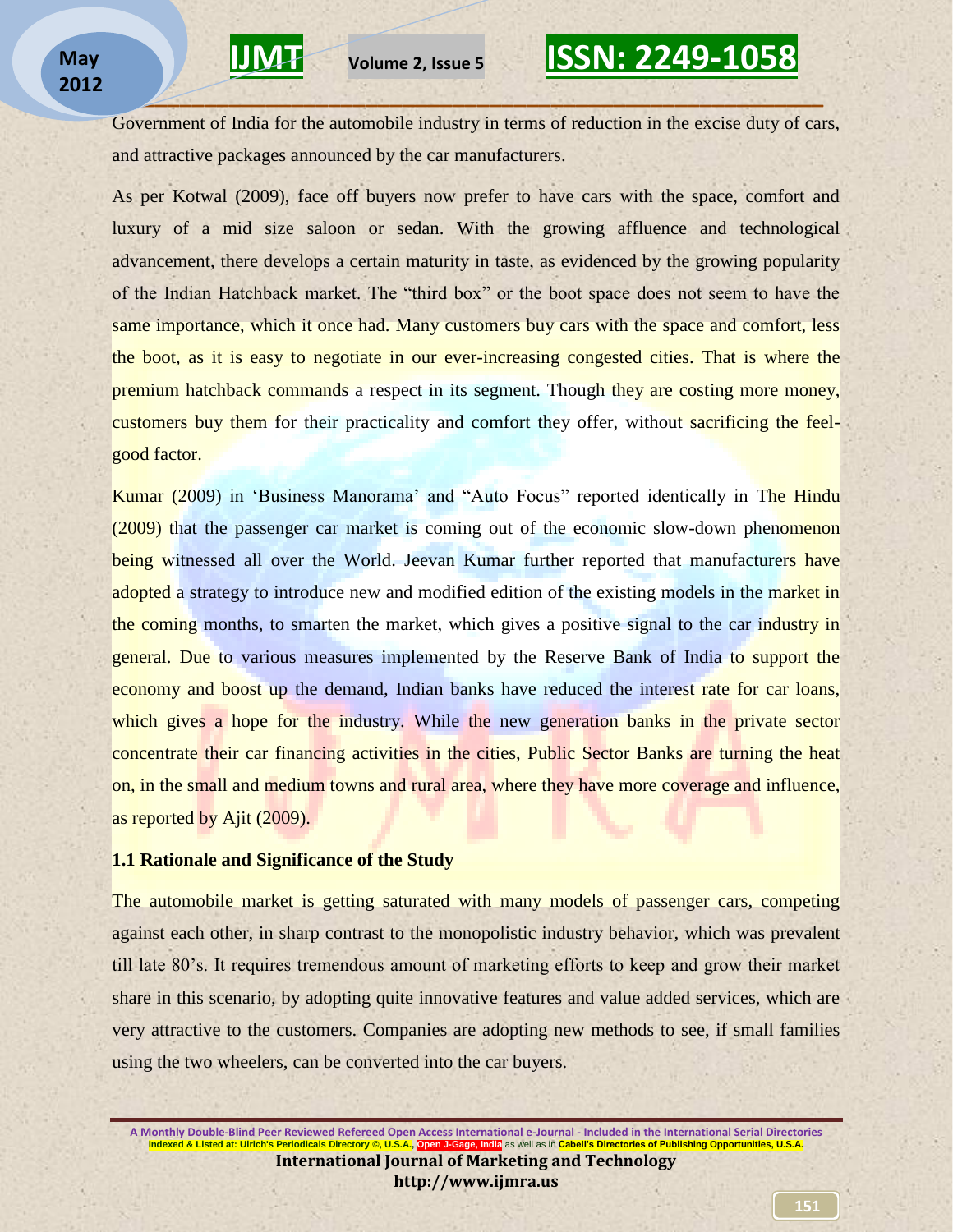Government of India for the automobile industry in terms of reduction in the excise duty of cars, and attractive packages announced by the car manufacturers.

As per Kotwal (2009), face off buyers now prefer to have cars with the space, comfort and luxury of a mid size saloon or sedan. With the growing affluence and technological advancement, there develops a certain maturity in taste, as evidenced by the growing popularity of the Indian Hatchback market. The "third box" or the boot space does not seem to have the same importance, which it once had. Many customers buy cars with the space and comfort, less the boot, as it is easy to negotiate in our ever-increasing congested cities. That is where the premium hatchback commands a respect in its segment. Though they are costing more money, customers buy them for their practicality and comfort they offer, without sacrificing the feel-good factor.

Kumar (2009) in 'Business Manorama' and "Auto Focus" reported identically in The Hindu (2009) that the passenger car market is coming out of the economic slow-down phenomenon being witnessed all over the World. Jeevan Kumar further reported that manufacturers have adopted a strategy to introduce new and modified edition of the existing models in the market in the coming months, to smarten the market, which gives a positive signal to the car industry in general. Due to various measures implemented by the Reserve Bank of India to support the economy and boost up the demand, Indian banks have reduced the interest rate for car loans, which gives a hope for the industry. While the new generation banks in the private sector concentrate their car financing activities in the cities, Public Sector Banks are turning the heat on, in the small and medium towns and rural area, where they have more coverage and influence, as reported by Ajit (2009).

### 1.1 Rationale and Significance of the Study

The automobile market is getting saturated with many models of passenger cars, competing against each other, in sharp contrast to the monopolistic industry behavior, which was prevalent till late 80's. It requires tremendous amount of marketing efforts to keep and grow their market share in this scenario, by adopting quite innovative features and value added services, which are very attractive to the customers. Companies are adopting new methods to see, if small families using the two wheelers, can be converted into the car buyers.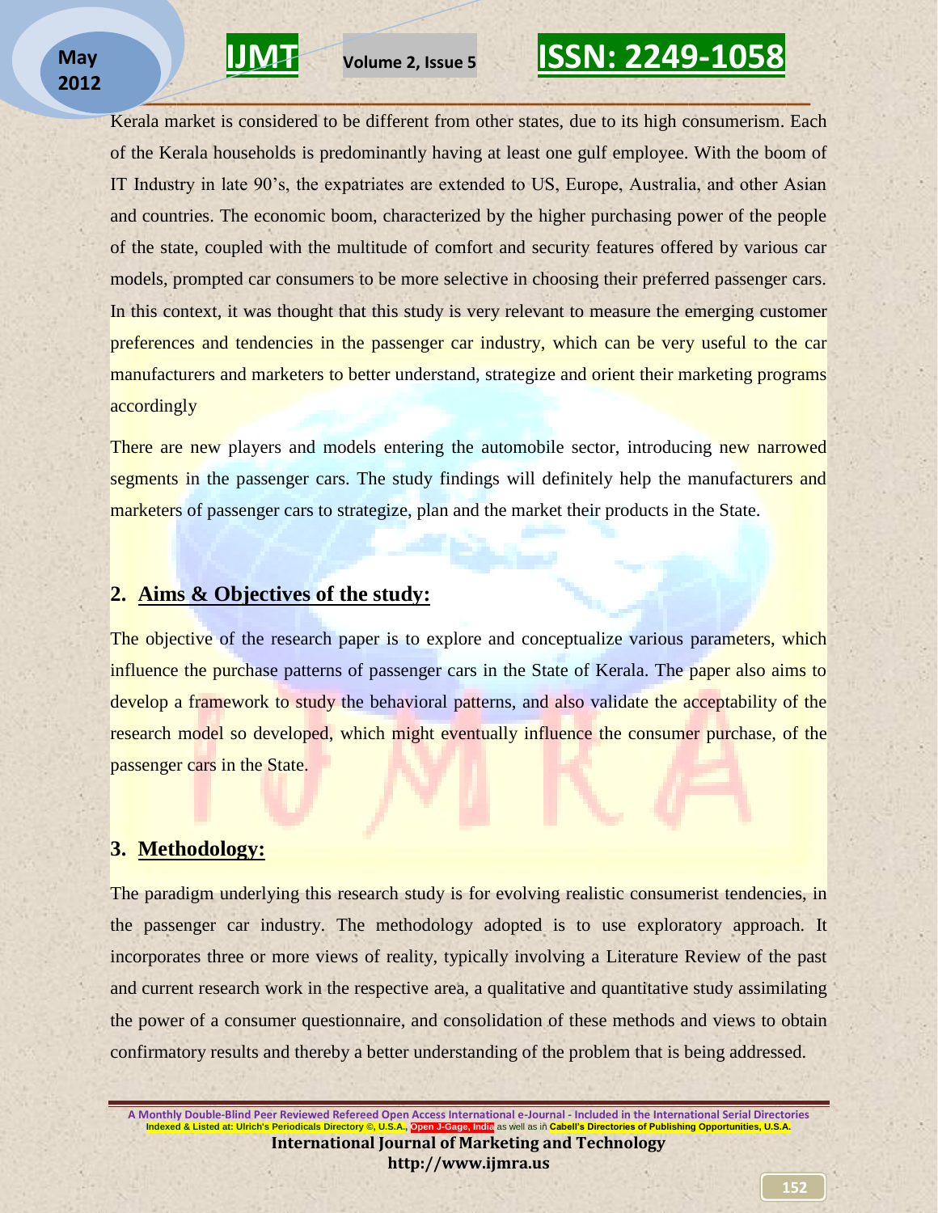Kerala market is considered to be different from other states, due to its high consumerism. Each of the Kerala households is predominantly having at least one gulf employee. With the boom of IT Industry in late 90's, the expatriates are extended to US, Europe, Australia, and other Asian and countries. The economic boom, characterized by the higher purchasing power of the people of the state, coupled with the multitude of comfort and security features offered by various car models, prompted car consumers to be more selective in choosing their preferred passenger cars. In this context, it was thought that this study is very relevant to measure the emerging customer preferences and tendencies in the passenger car industry, which can be very useful to the car manufacturers and marketers to better understand, strategize and orient their marketing programs accordingly

There are new players and models entering the automobile sector, introducing new narrowed segments in the passenger cars. The study findings will definitely help the manufacturers and marketers of passenger cars to strategize, plan and the market their products in the State.

## 2. Aims & Objectives of the study:

The objective of the research paper is to explore and conceptualize various parameters, which influence the purchase patterns of passenger cars in the State of Kerala. The paper also aims to develop a framework to study the behavioral patterns, and also validate the acceptability of the research model so developed, which might eventually influence the consumer purchase, of the passenger cars in the State.

## 3. Methodology:

The paradigm underlying this research study is for evolving realistic consumerist tendencies, in the passenger car industry. The methodology adopted is to use exploratory approach. It incorporates three or more views of reality, typically involving a Literature Review of the past and current research work in the respective area, a qualitative and quantitative study assimilating the power of a consumer questionnaire, and consolidation of these methods and views to obtain confirmatory results and thereby a better understanding of the problem that is being addressed.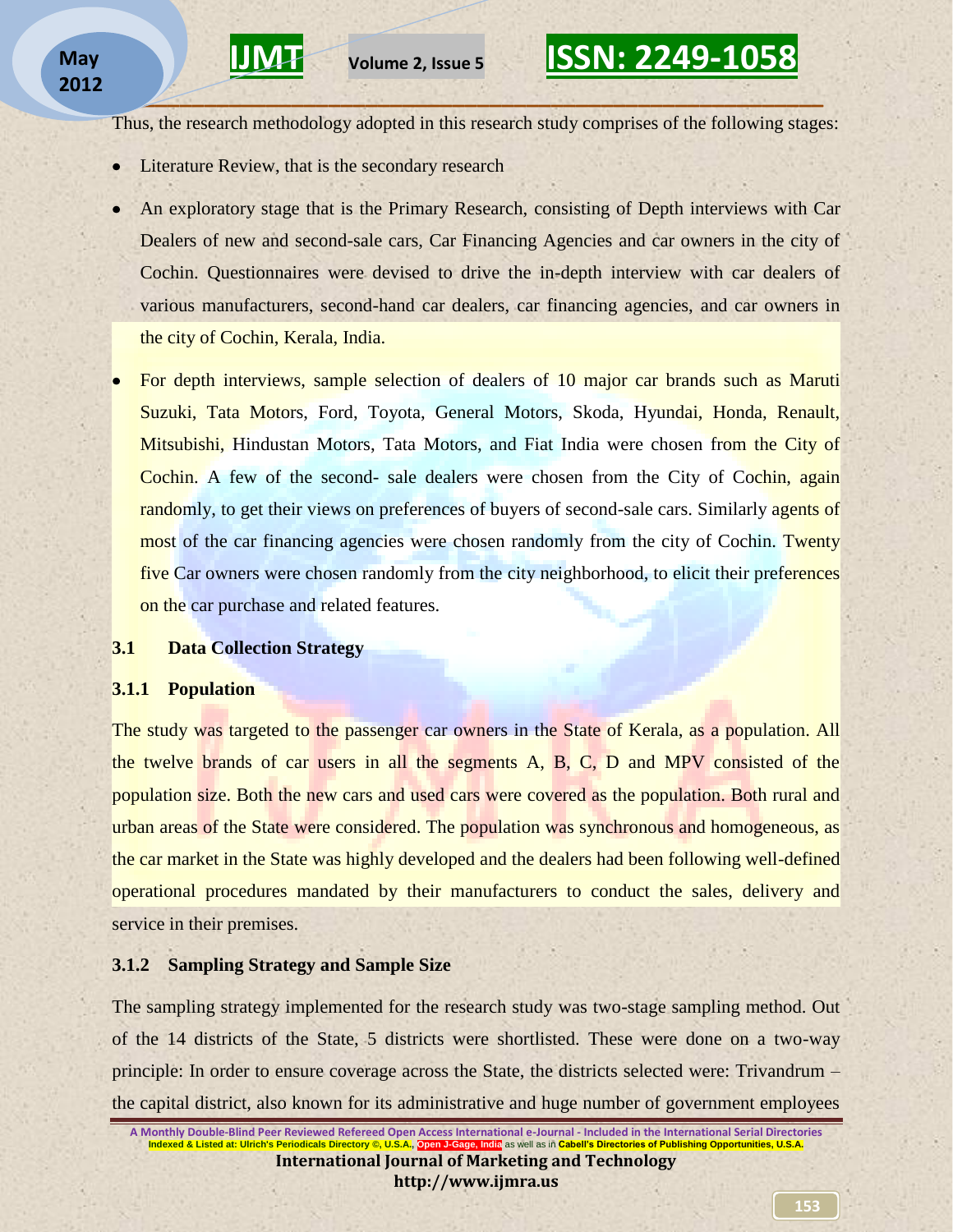Thus, the research methodology adopted in this research study comprises of the following stages:

- Literature Review, that is the secondary research
- An exploratory stage that is the Primary Research, consisting of Depth interviews with Car Dealers of new and second-sale cars, Car Financing Agencies and car owners in the city of Cochin. Questionnaires were devised to drive the in-depth interview with car dealers of various manufacturers, second-hand car dealers, car financing agencies, and car owners in the city of Cochin, Kerala, India.
- For depth interviews, sample selection of dealers of 10 major car brands such as Maruti Suzuki, Tata Motors, Ford, Toyota, General Motors, Skoda, Hyundai, Honda, Renault, Mitsubishi, Hindustan Motors, Tata Motors, and Fiat India were chosen from the City of Cochin. A few of the second- sale dealers were chosen from the City of Cochin, again randomly, to get their views on preferences of buyers of second-sale cars. Similarly agents of most of the car financing agencies were chosen randomly from the city of Cochin. Twenty five Car owners were chosen randomly from the city neighborhood, to elicit their preferences on the car purchase and related features.

### 3.1 Data Collection Strategy

#### 3.1.1 Population

The study was targeted to the passenger car owners in the State of Kerala, as a population. All the twelve brands of car users in all the segments A, B, C, D and MPV consisted of the population size. Both the new cars and used cars were covered as the population. Both rural and urban areas of the State were considered. The population was synchronous and homogeneous, as the car market in the State was highly developed and the dealers had been following well-defined operational procedures mandated by their manufacturers to conduct the sales, delivery and service in their premises.

#### 3.1.2 Sampling Strategy and Sample Size

The sampling strategy implemented for the research study was two-stage sampling method. Out of the 14 districts of the State, 5 districts were shortlisted. These were done on a two-way principle: In order to ensure coverage across the State, the districts selected were: Trivandrum – the capital district, also known for its administrative and huge number of government employees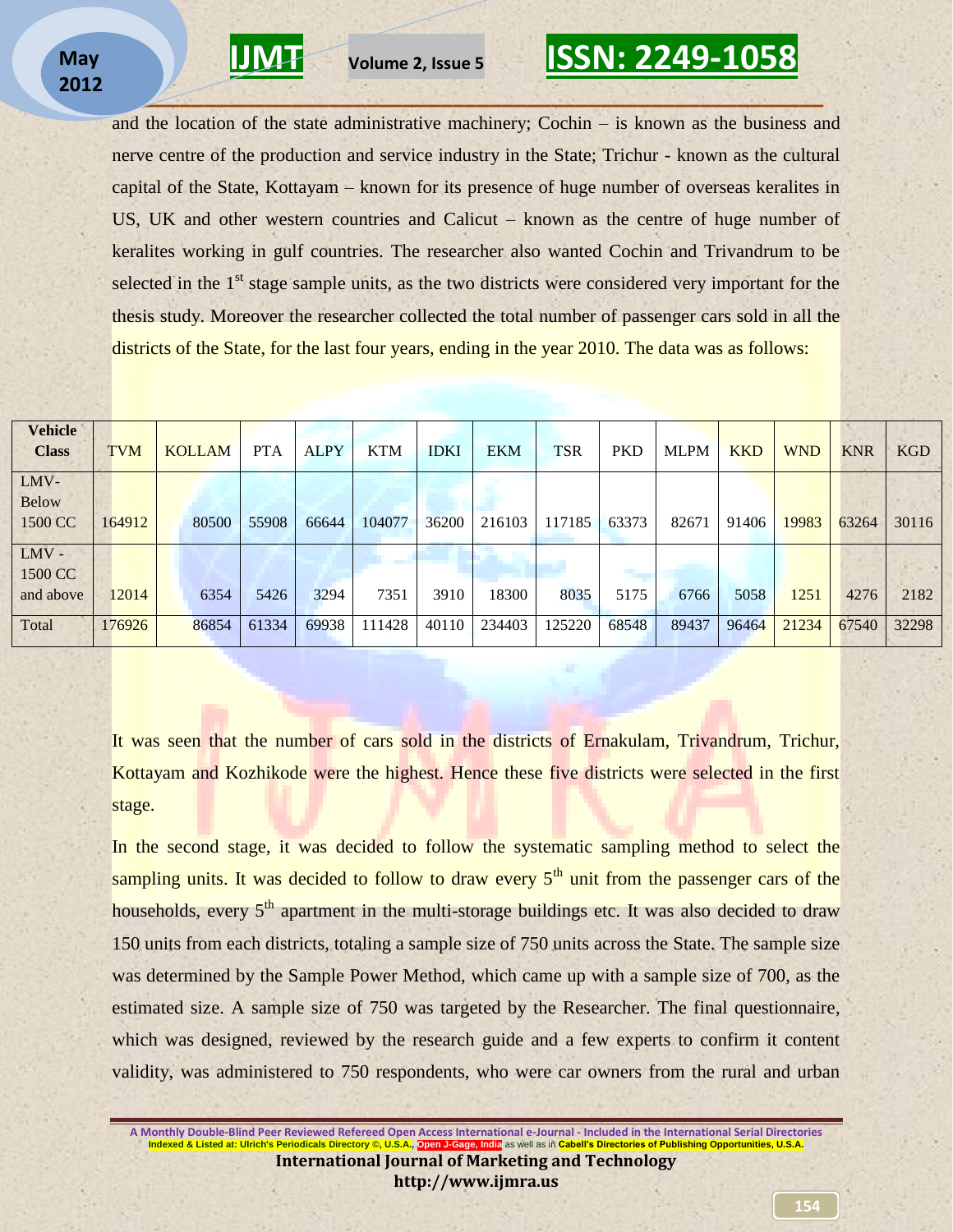and the location of the state administrative machinery; Cochin – is known as the business and nerve centre of the production and service industry in the State; Trichur - known as the cultural capital of the State, Kottayam – known for its presence of huge number of overseas keralites in US, UK and other western countries and Calicut – known as the centre of huge number of keralites working in gulf countries. The researcher also wanted Cochin and Trivandrum to be selected in the 1st stage sample units, as the two districts were considered very important for the thesis study. Moreover the researcher collected the total number of passenger cars sold in all the districts of the State, for the last four years, ending in the year 2010. The data was as follows:

| Vehicle Class | TVM | KOLLAM | PTA | ALPY | KTM | IDKI | EKM | TSR | PKD | MLPM | KKD | WND | KNR | KGD |
|---|---|---|---|---|---|---|---|---|---|---|---|---|---|---|
| LMV- Below 1500 CC | 164912 | 80500 | 55908 | 66644 | 104077 | 36200 | 216103 | 117185 | 63373 | 82671 | 91406 | 19983 | 63264 | 30116 |
| LMV - 1500 CC and above | 12014 | 6354 | 5426 | 3294 | 7351 | 3910 | 18300 | 8035 | 5175 | 6766 | 5058 | 1251 | 4276 | 2182 |
| Total | 176926 | 86854 | 61334 | 69938 | 111428 | 40110 | 234403 | 125220 | 68548 | 89437 | 96464 | 21234 | 67540 | 32298 |

It was seen that the number of cars sold in the districts of Ernakulam, Trivandrum, Trichur, Kottayam and Kozhikode were the highest. Hence these five districts were selected in the first stage.

In the second stage, it was decided to follow the systematic sampling method to select the sampling units. It was decided to follow to draw every 5th unit from the passenger cars of the households, every 5th apartment in the multi-storage buildings etc. It was also decided to draw 150 units from each districts, totaling a sample size of 750 units across the State. The sample size was determined by the Sample Power Method, which came up with a sample size of 700, as the estimated size. A sample size of 750 was targeted by the Researcher. The final questionnaire, which was designed, reviewed by the research guide and a few experts to confirm it content validity, was administered to 750 respondents, who were car owners from the rural and urban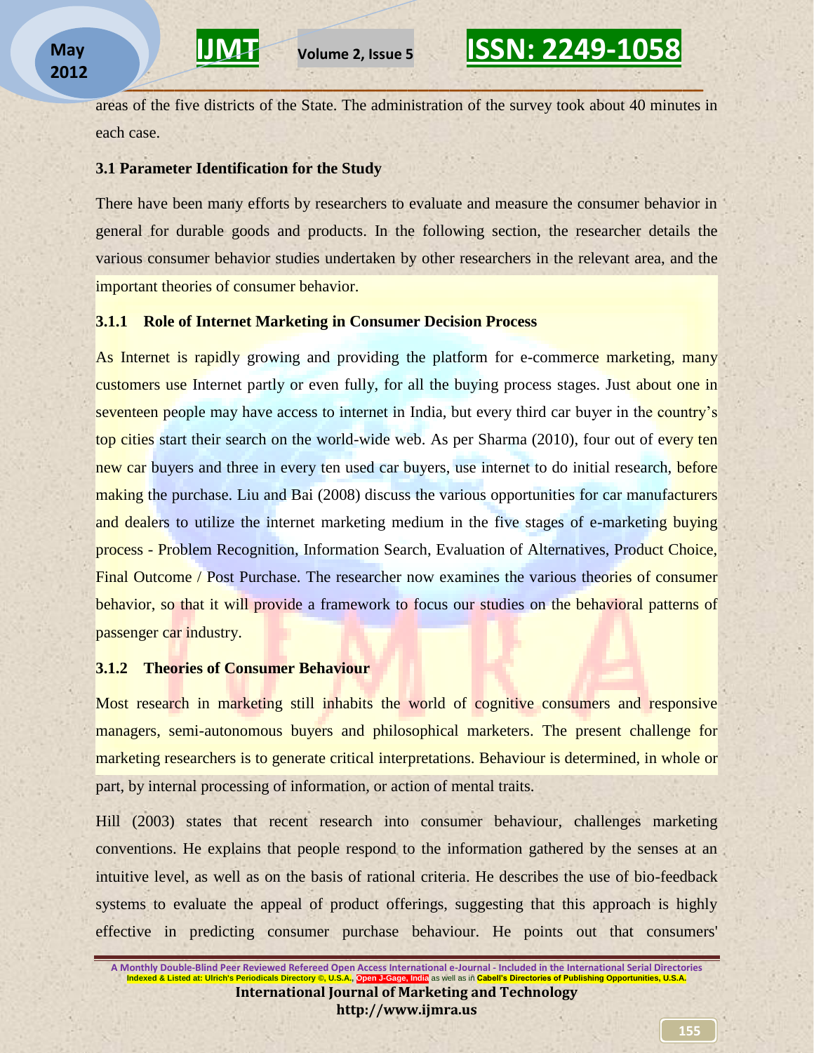areas of the five districts of the State. The administration of the survey took about 40 minutes in each case.

### 3.1 Parameter Identification for the Study

There have been many efforts by researchers to evaluate and measure the consumer behavior in general for durable goods and products. In the following section, the researcher details the various consumer behavior studies undertaken by other researchers in the relevant area, and the important theories of consumer behavior.

#### 3.1.1 Role of Internet Marketing in Consumer Decision Process

As Internet is rapidly growing and providing the platform for e-commerce marketing, many customers use Internet partly or even fully, for all the buying process stages. Just about one in seventeen people may have access to internet in India, but every third car buyer in the country's top cities start their search on the world-wide web. As per Sharma (2010), four out of every ten new car buyers and three in every ten used car buyers, use internet to do initial research, before making the purchase. Liu and Bai (2008) discuss the various opportunities for car manufacturers and dealers to utilize the internet marketing medium in the five stages of e-marketing buying process - Problem Recognition, Information Search, Evaluation of Alternatives, Product Choice, Final Outcome / Post Purchase. The researcher now examines the various theories of consumer behavior, so that it will provide a framework to focus our studies on the behavioral patterns of passenger car industry.

#### 3.1.2 Theories of Consumer Behaviour

Most research in marketing still inhabits the world of cognitive consumers and responsive managers, semi-autonomous buyers and philosophical marketers. The present challenge for marketing researchers is to generate critical interpretations. Behaviour is determined, in whole or part, by internal processing of information, or action of mental traits.

Hill (2003) states that recent research into consumer behaviour, challenges marketing conventions. He explains that people respond to the information gathered by the senses at an intuitive level, as well as on the basis of rational criteria. He describes the use of bio-feedback systems to evaluate the appeal of product offerings, suggesting that this approach is highly effective in predicting consumer purchase behaviour. He points out that consumers'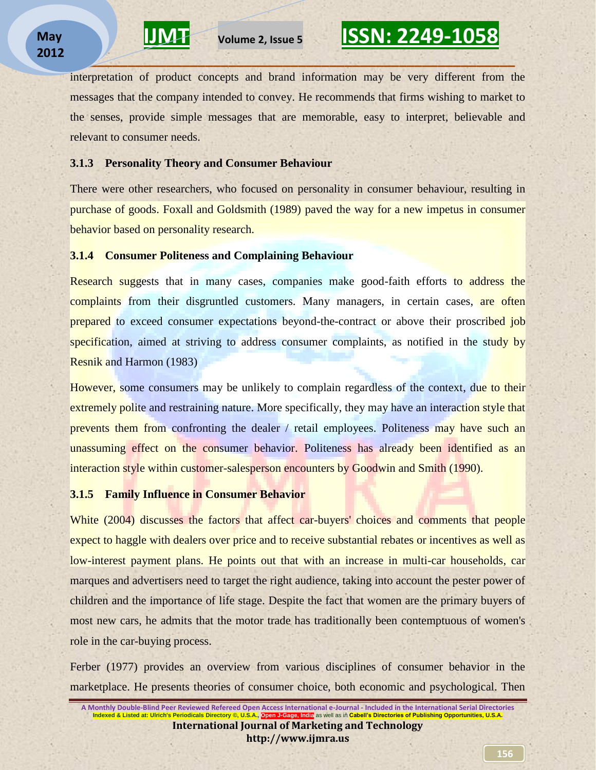interpretation of product concepts and brand information may be very different from the messages that the company intended to convey. He recommends that firms wishing to market to the senses, provide simple messages that are memorable, easy to interpret, believable and relevant to consumer needs.

### 3.1.3 Personality Theory and Consumer Behaviour

There were other researchers, who focused on personality in consumer behaviour, resulting in purchase of goods. Foxall and Goldsmith (1989) paved the way for a new impetus in consumer behavior based on personality research.

### 3.1.4 Consumer Politeness and Complaining Behaviour

Research suggests that in many cases, companies make good-faith efforts to address the complaints from their disgruntled customers. Many managers, in certain cases, are often prepared to exceed consumer expectations beyond-the-contract or above their proscribed job specification, aimed at striving to address consumer complaints, as notified in the study by Resnik and Harmon (1983)

However, some consumers may be unlikely to complain regardless of the context, due to their extremely polite and restraining nature. More specifically, they may have an interaction style that prevents them from confronting the dealer / retail employees. Politeness may have such an unassuming effect on the consumer behavior. Politeness has already been identified as an interaction style within customer-salesperson encounters by Goodwin and Smith (1990).

### 3.1.5 Family Influence in Consumer Behavior

White (2004) discusses the factors that affect car-buyers' choices and comments that people expect to haggle with dealers over price and to receive substantial rebates or incentives as well as low-interest payment plans. He points out that with an increase in multi-car households, car marques and advertisers need to target the right audience, taking into account the pester power of children and the importance of life stage. Despite the fact that women are the primary buyers of most new cars, he admits that the motor trade has traditionally been contemptuous of women's role in the car-buying process.

Ferber (1977) provides an overview from various disciplines of consumer behavior in the marketplace. He presents theories of consumer choice, both economic and psychological. Then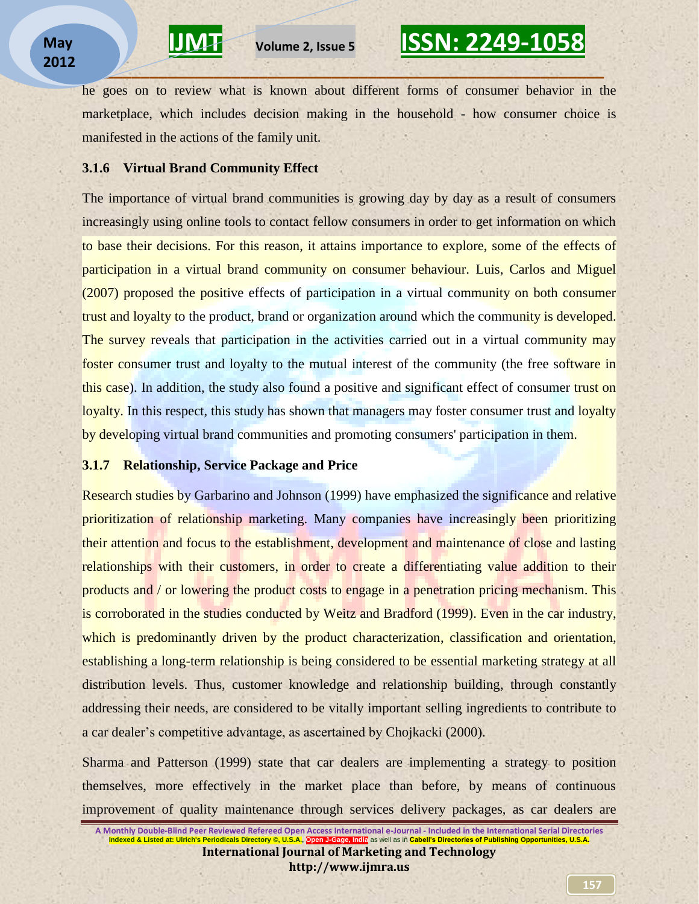he goes on to review what is known about different forms of consumer behavior in the marketplace, which includes decision making in the household - how consumer choice is manifested in the actions of the family unit.

### 3.1.6 Virtual Brand Community Effect

The importance of virtual brand communities is growing day by day as a result of consumers increasingly using online tools to contact fellow consumers in order to get information on which to base their decisions. For this reason, it attains importance to explore, some of the effects of participation in a virtual brand community on consumer behaviour. Luis, Carlos and Miguel (2007) proposed the positive effects of participation in a virtual community on both consumer trust and loyalty to the product, brand or organization around which the community is developed. The survey reveals that participation in the activities carried out in a virtual community may foster consumer trust and loyalty to the mutual interest of the community (the free software in this case). In addition, the study also found a positive and significant effect of consumer trust on loyalty. In this respect, this study has shown that managers may foster consumer trust and loyalty by developing virtual brand communities and promoting consumers' participation in them.

### 3.1.7 Relationship, Service Package and Price

Research studies by Garbarino and Johnson (1999) have emphasized the significance and relative prioritization of relationship marketing. Many companies have increasingly been prioritizing their attention and focus to the establishment, development and maintenance of close and lasting relationships with their customers, in order to create a differentiating value addition to their products and / or lowering the product costs to engage in a penetration pricing mechanism. This is corroborated in the studies conducted by Weitz and Bradford (1999). Even in the car industry, which is predominantly driven by the product characterization, classification and orientation, establishing a long-term relationship is being considered to be essential marketing strategy at all distribution levels. Thus, customer knowledge and relationship building, through constantly addressing their needs, are considered to be vitally important selling ingredients to contribute to a car dealer's competitive advantage, as ascertained by Chojkacki (2000).

Sharma and Patterson (1999) state that car dealers are implementing a strategy to position themselves, more effectively in the market place than before, by means of continuous improvement of quality maintenance through services delivery packages, as car dealers are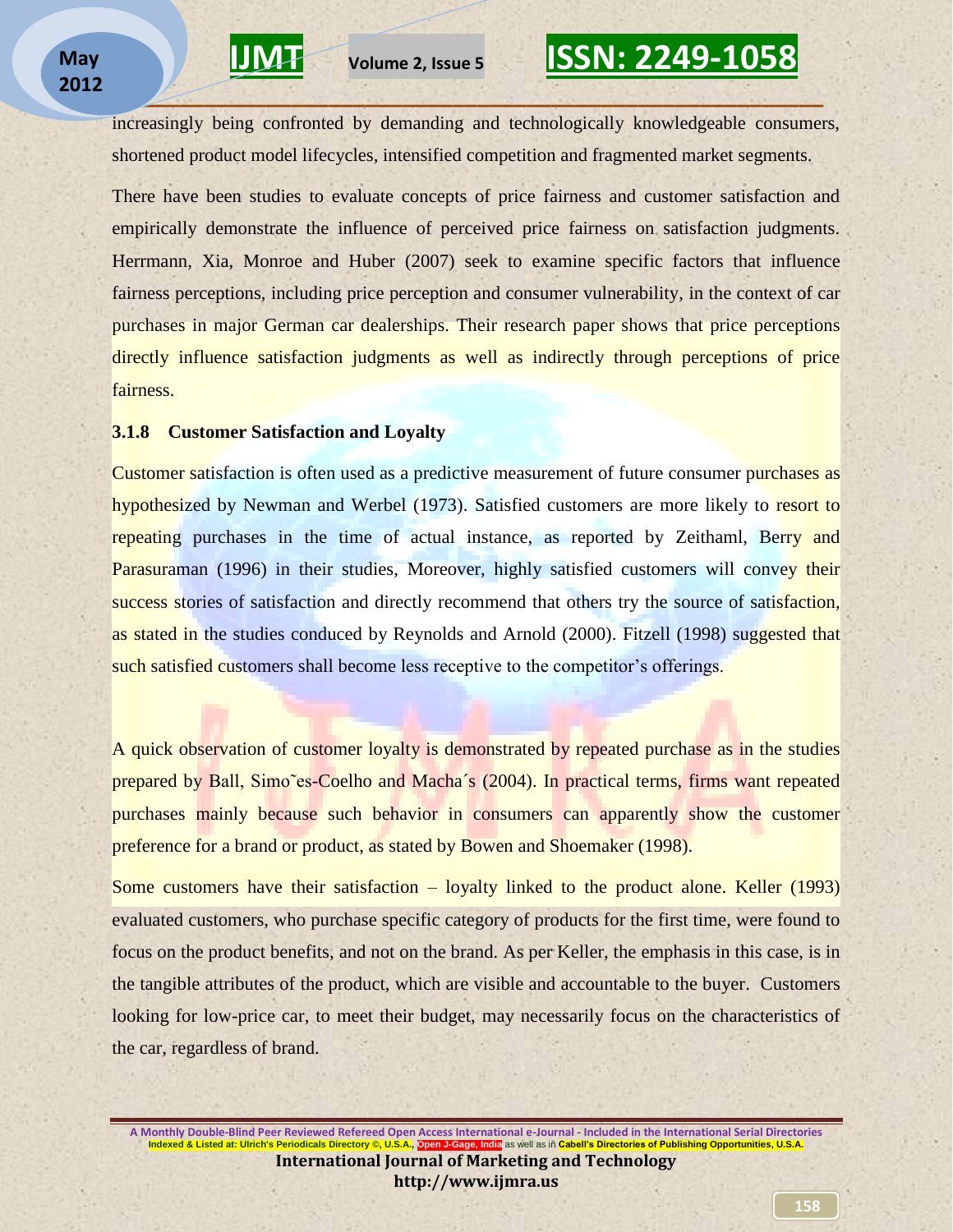increasingly being confronted by demanding and technologically knowledgeable consumers, shortened product model lifecycles, intensified competition and fragmented market segments.

There have been studies to evaluate concepts of price fairness and customer satisfaction and empirically demonstrate the influence of perceived price fairness on satisfaction judgments. Herrmann, Xia, Monroe and Huber (2007) seek to examine specific factors that influence fairness perceptions, including price perception and consumer vulnerability, in the context of car purchases in major German car dealerships. Their research paper shows that price perceptions directly influence satisfaction judgments as well as indirectly through perceptions of price fairness.

### 3.1.8 Customer Satisfaction and Loyalty

Customer satisfaction is often used as a predictive measurement of future consumer purchases as hypothesized by Newman and Werbel (1973). Satisfied customers are more likely to resort to repeating purchases in the time of actual instance, as reported by Zeithaml, Berry and Parasuraman (1996) in their studies, Moreover, highly satisfied customers will convey their success stories of satisfaction and directly recommend that others try the source of satisfaction, as stated in the studies conduced by Reynolds and Arnold (2000). Fitzell (1998) suggested that such satisfied customers shall become less receptive to the competitor's offerings.

A quick observation of customer loyalty is demonstrated by repeated purchase as in the studies prepared by Ball, Simo˜es-Coelho and Macha´s (2004). In practical terms, firms want repeated purchases mainly because such behavior in consumers can apparently show the customer preference for a brand or product, as stated by Bowen and Shoemaker (1998).

Some customers have their satisfaction – loyalty linked to the product alone. Keller (1993) evaluated customers, who purchase specific category of products for the first time, were found to focus on the product benefits, and not on the brand. As per Keller, the emphasis in this case, is in the tangible attributes of the product, which are visible and accountable to the buyer. Customers looking for low-price car, to meet their budget, may necessarily focus on the characteristics of the car, regardless of brand.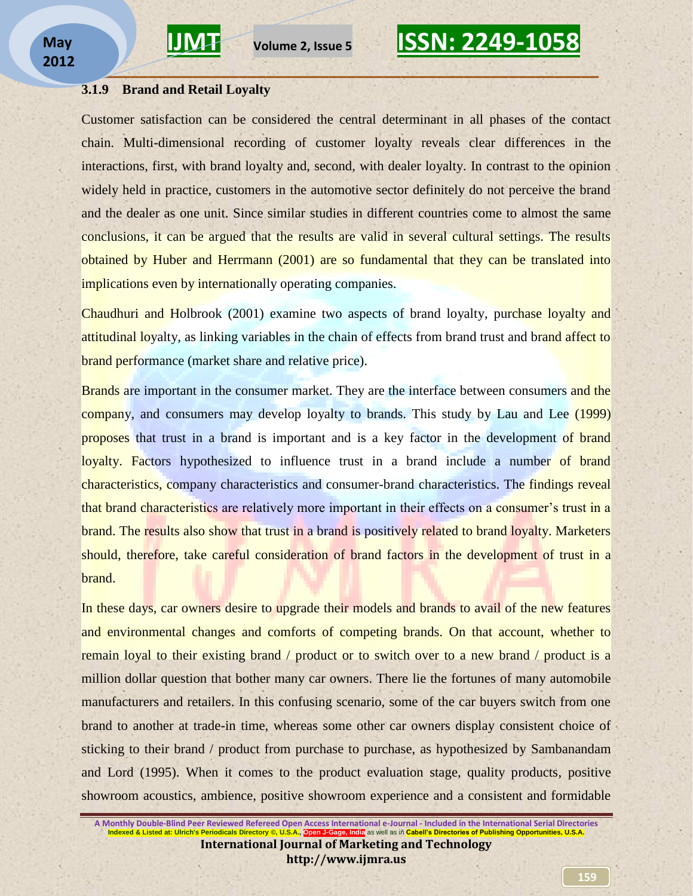### 3.1.9 Brand and Retail Loyalty

Customer satisfaction can be considered the central determinant in all phases of the contact chain. Multi-dimensional recording of customer loyalty reveals clear differences in the interactions, first, with brand loyalty and, second, with dealer loyalty. In contrast to the opinion widely held in practice, customers in the automotive sector definitely do not perceive the brand and the dealer as one unit. Since similar studies in different countries come to almost the same conclusions, it can be argued that the results are valid in several cultural settings. The results obtained by Huber and Herrmann (2001) are so fundamental that they can be translated into implications even by internationally operating companies.

Chaudhuri and Holbrook (2001) examine two aspects of brand loyalty, purchase loyalty and attitudinal loyalty, as linking variables in the chain of effects from brand trust and brand affect to brand performance (market share and relative price).

Brands are important in the consumer market. They are the interface between consumers and the company, and consumers may develop loyalty to brands. This study by Lau and Lee (1999) proposes that trust in a brand is important and is a key factor in the development of brand loyalty. Factors hypothesized to influence trust in a brand include a number of brand characteristics, company characteristics and consumer-brand characteristics. The findings reveal that brand characteristics are relatively more important in their effects on a consumer's trust in a brand. The results also show that trust in a brand is positively related to brand loyalty. Marketers should, therefore, take careful consideration of brand factors in the development of trust in a brand.

In these days, car owners desire to upgrade their models and brands to avail of the new features and environmental changes and comforts of competing brands. On that account, whether to remain loyal to their existing brand / product or to switch over to a new brand / product is a million dollar question that bother many car owners. There lie the fortunes of many automobile manufacturers and retailers. In this confusing scenario, some of the car buyers switch from one brand to another at trade-in time, whereas some other car owners display consistent choice of sticking to their brand / product from purchase to purchase, as hypothesized by Sambanandam and Lord (1995). When it comes to the product evaluation stage, quality products, positive showroom acoustics, ambience, positive showroom experience and a consistent and formidable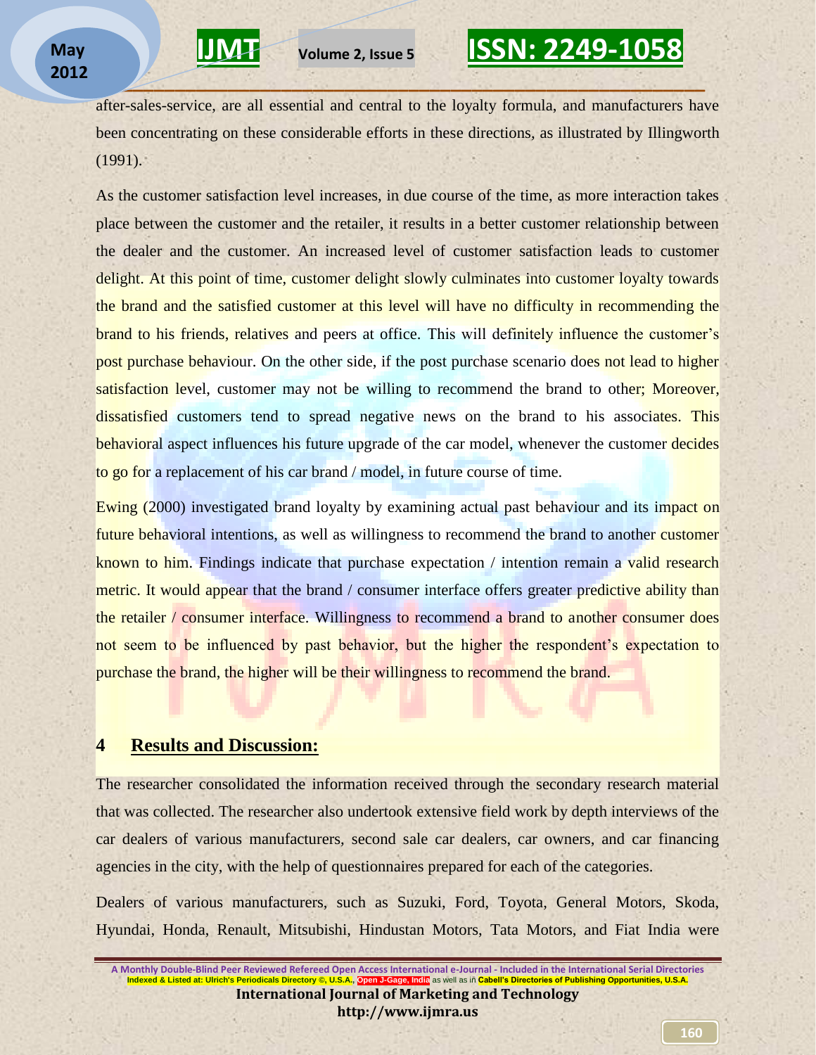after-sales-service, are all essential and central to the loyalty formula, and manufacturers have been concentrating on these considerable efforts in these directions, as illustrated by Illingworth (1991).

As the customer satisfaction level increases, in due course of the time, as more interaction takes place between the customer and the retailer, it results in a better customer relationship between the dealer and the customer. An increased level of customer satisfaction leads to customer delight. At this point of time, customer delight slowly culminates into customer loyalty towards the brand and the satisfied customer at this level will have no difficulty in recommending the brand to his friends, relatives and peers at office. This will definitely influence the customer's post purchase behaviour. On the other side, if the post purchase scenario does not lead to higher satisfaction level, customer may not be willing to recommend the brand to other; Moreover, dissatisfied customers tend to spread negative news on the brand to his associates. This behavioral aspect influences his future upgrade of the car model, whenever the customer decides to go for a replacement of his car brand / model, in future course of time.

Ewing (2000) investigated brand loyalty by examining actual past behaviour and its impact on future behavioral intentions, as well as willingness to recommend the brand to another customer known to him. Findings indicate that purchase expectation / intention remain a valid research metric. It would appear that the brand / consumer interface offers greater predictive ability than the retailer / consumer interface. Willingness to recommend a brand to another consumer does not seem to be influenced by past behavior, but the higher the respondent's expectation to purchase the brand, the higher will be their willingness to recommend the brand.

## 4 Results and Discussion:

The researcher consolidated the information received through the secondary research material that was collected. The researcher also undertook extensive field work by depth interviews of the car dealers of various manufacturers, second sale car dealers, car owners, and car financing agencies in the city, with the help of questionnaires prepared for each of the categories.

Dealers of various manufacturers, such as Suzuki, Ford, Toyota, General Motors, Skoda, Hyundai, Honda, Renault, Mitsubishi, Hindustan Motors, Tata Motors, and Fiat India were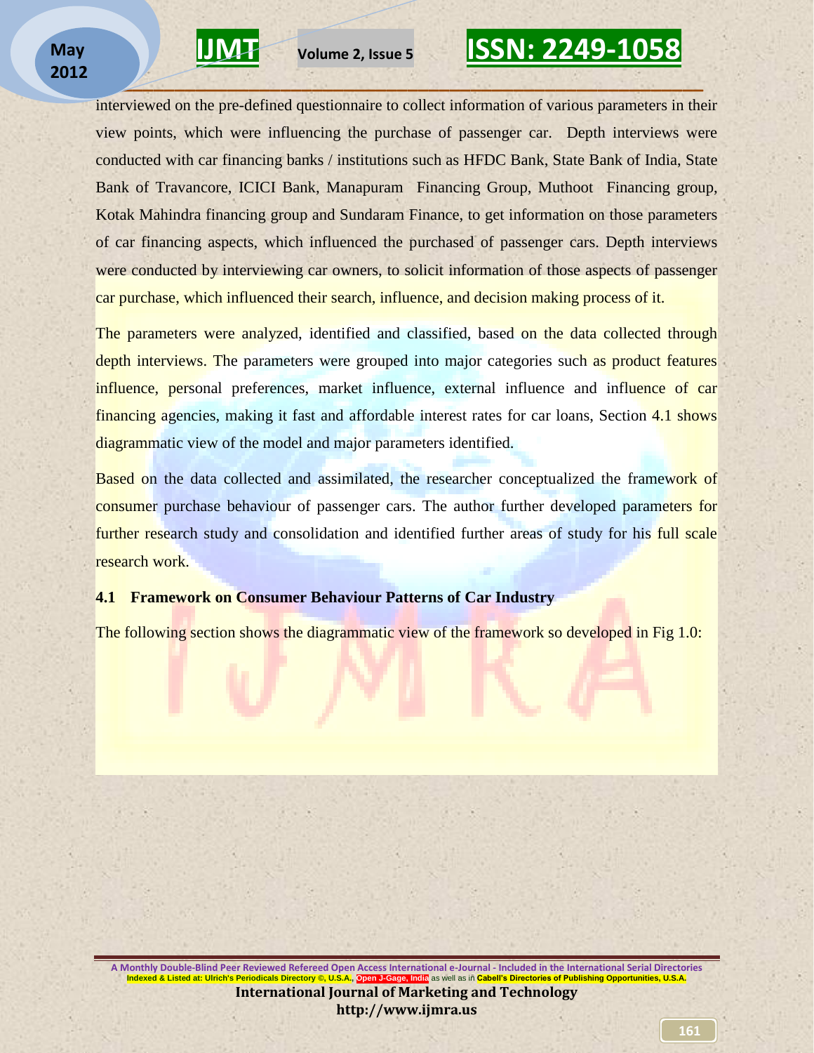interviewed on the pre-defined questionnaire to collect information of various parameters in their view points, which were influencing the purchase of passenger car. Depth interviews were conducted with car financing banks / institutions such as HFDC Bank, State Bank of India, State Bank of Travancore, ICICI Bank, Manapuram Financing Group, Muthoot Financing group, Kotak Mahindra financing group and Sundaram Finance, to get information on those parameters of car financing aspects, which influenced the purchased of passenger cars. Depth interviews were conducted by interviewing car owners, to solicit information of those aspects of passenger car purchase, which influenced their search, influence, and decision making process of it.

The parameters were analyzed, identified and classified, based on the data collected through depth interviews. The parameters were grouped into major categories such as product features influence, personal preferences, market influence, external influence and influence of car financing agencies, making it fast and affordable interest rates for car loans, Section 4.1 shows diagrammatic view of the model and major parameters identified.

Based on the data collected and assimilated, the researcher conceptualized the framework of consumer purchase behaviour of passenger cars. The author further developed parameters for further research study and consolidation and identified further areas of study for his full scale research work.

### 4.1 Framework on Consumer Behaviour Patterns of Car Industry

The following section shows the diagrammatic view of the framework so developed in Fig 1.0: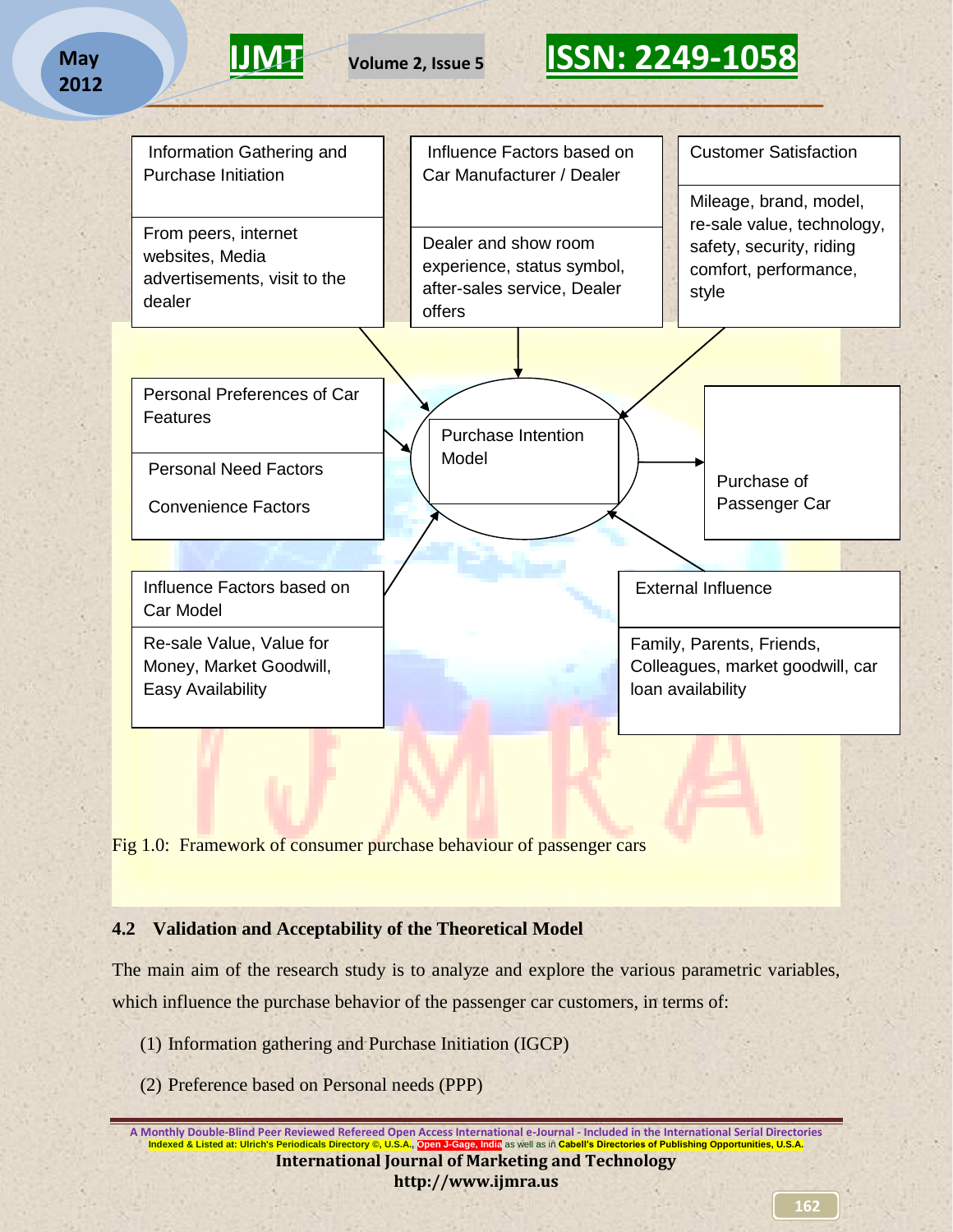Information Gathering and Purchase Initiation

From peers, internet websites, Media advertisements, visit to the dealer

Influence Factors based on Car Manufacturer / Dealer

Dealer and show room experience, status symbol, after-sales service, Dealer offers

Customer Satisfaction

Mileage, brand, model, re-sale value, technology, safety, security, riding comfort, performance, style

Personal Preferences of Car Features

Personal Need Factors

Convenience Factors

Purchase Intention Model

Purchase of Passenger Car

Influence Factors based on Car Model

Re-sale Value, Value for Money, Market Goodwill, Easy Availability

External Influence

Family, Parents, Friends, Colleagues, market goodwill, car loan availability

Fig 1.0: Framework of consumer purchase behaviour of passenger cars

## 4.2 Validation and Acceptability of the Theoretical Model

The main aim of the research study is to analyze and explore the various parametric variables, which influence the purchase behavior of the passenger car customers, in terms of:

(1) Information gathering and Purchase Initiation (IGCP)

(2) Preference based on Personal needs (PPP)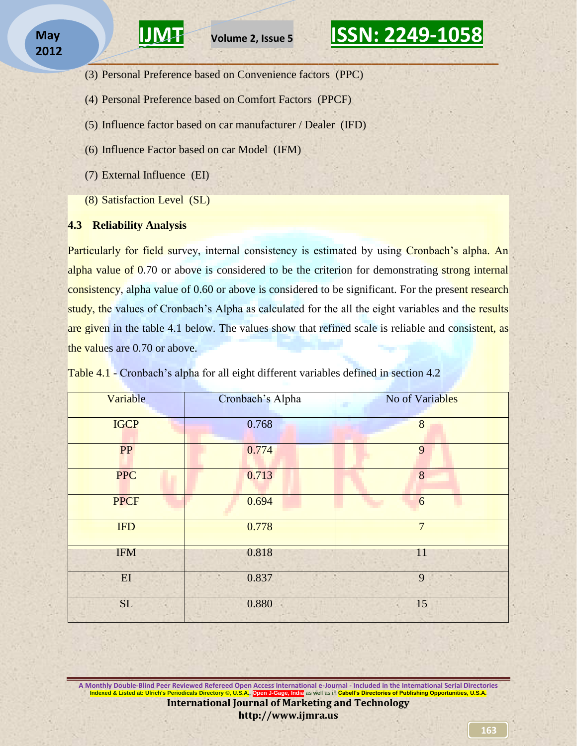(3) Personal Preference based on Convenience factors (PPC)

(4) Personal Preference based on Comfort Factors (PPCF)

(5) Influence factor based on car manufacturer / Dealer (IFD)

(6) Influence Factor based on car Model (IFM)

(7) External Influence (EI)

(8) Satisfaction Level (SL)

### 4.3 Reliability Analysis

Particularly for field survey, internal consistency is estimated by using Cronbach's alpha. An alpha value of 0.70 or above is considered to be the criterion for demonstrating strong internal consistency, alpha value of 0.60 or above is considered to be significant. For the present research study, the values of Cronbach's Alpha as calculated for the all the eight variables and the results are given in the table 4.1 below. The values show that refined scale is reliable and consistent, as the values are 0.70 or above.

Table 4.1 - Cronbach's alpha for all eight different variables defined in section 4.2

| Variable | Cronbach's Alpha | No of Variables |
|---|---|---|
| IGCP | 0.768 | 8 |
| PP | 0.774 | 9 |
| PPC | 0.713 | 8 |
| PPCF | 0.694 | 6 |
| IFD | 0.778 | 7 |
| IFM | 0.818 | 11 |
| EI | 0.837 | 9 |
| SL | 0.880 | 15 |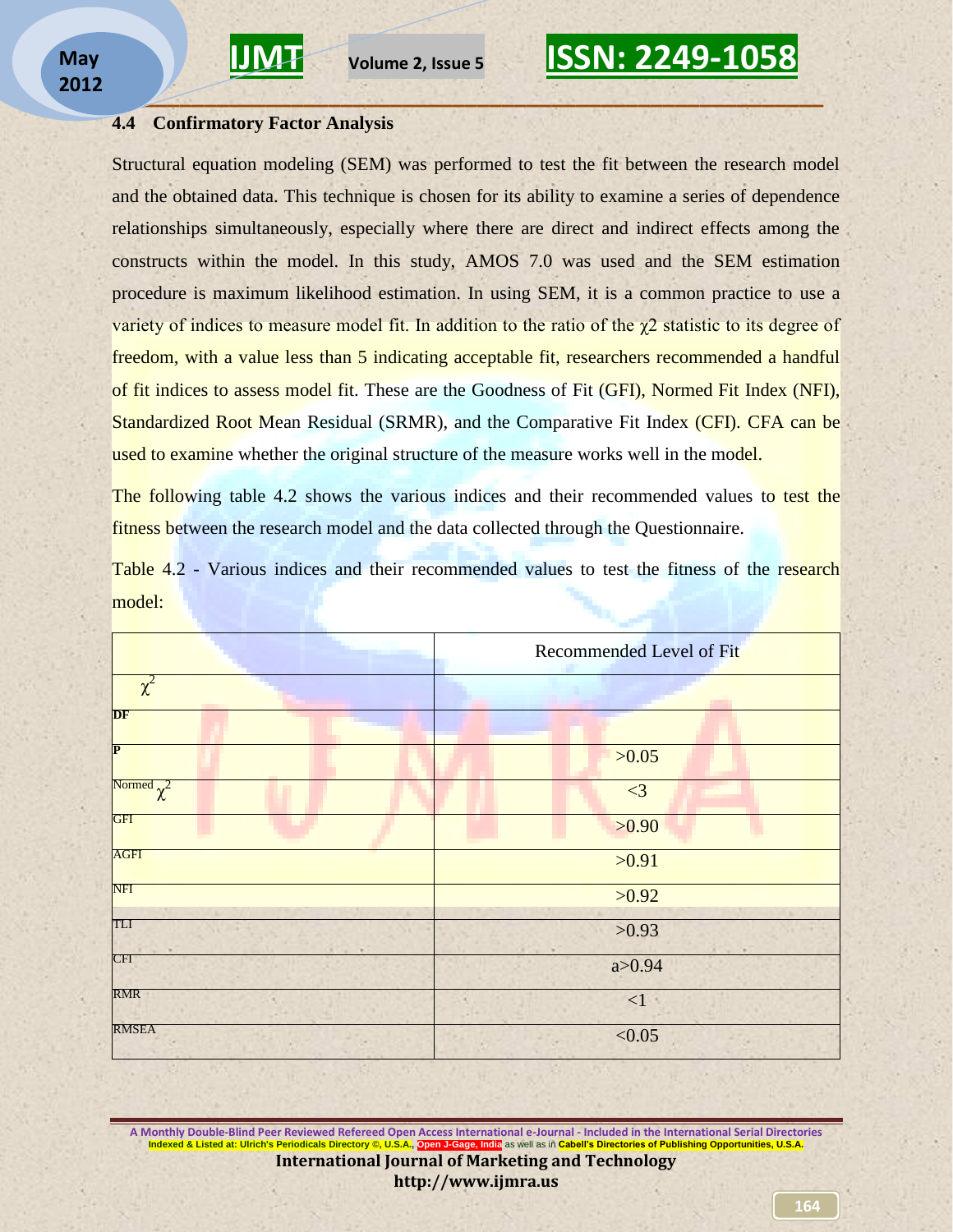### 4.4 Confirmatory Factor Analysis

Structural equation modeling (SEM) was performed to test the fit between the research model and the obtained data. This technique is chosen for its ability to examine a series of dependence relationships simultaneously, especially where there are direct and indirect effects among the constructs within the model. In this study, AMOS 7.0 was used and the SEM estimation procedure is maximum likelihood estimation. In using SEM, it is a common practice to use a variety of indices to measure model fit. In addition to the ratio of the $\chi2$ statistic to its degree of freedom, with a value less than 5 indicating acceptable fit, researchers recommended a handful of fit indices to assess model fit. These are the Goodness of Fit (GFI), Normed Fit Index (NFI), Standardized Root Mean Residual (SRMR), and the Comparative Fit Index (CFI). CFA can be used to examine whether the original structure of the measure works well in the model.

The following table 4.2 shows the various indices and their recommended values to test the fitness between the research model and the data collected through the Questionnaire.

Table 4.2 - Various indices and their recommended values to test the fitness of the research model:

| | Recommended Level of Fit |
|---|---|
| $\chi^2$ | |
| **DF** | |
| **P** | >0.05 |
| Normed $\chi^2$ | <3 |
| GFI | >0.90 |
| AGFI | >0.91 |
| NFI | >0.92 |
| TLI | >0.93 |
| CFI | a>0.94 |
| RMR | <1 |
| RMSEA | <0.05 |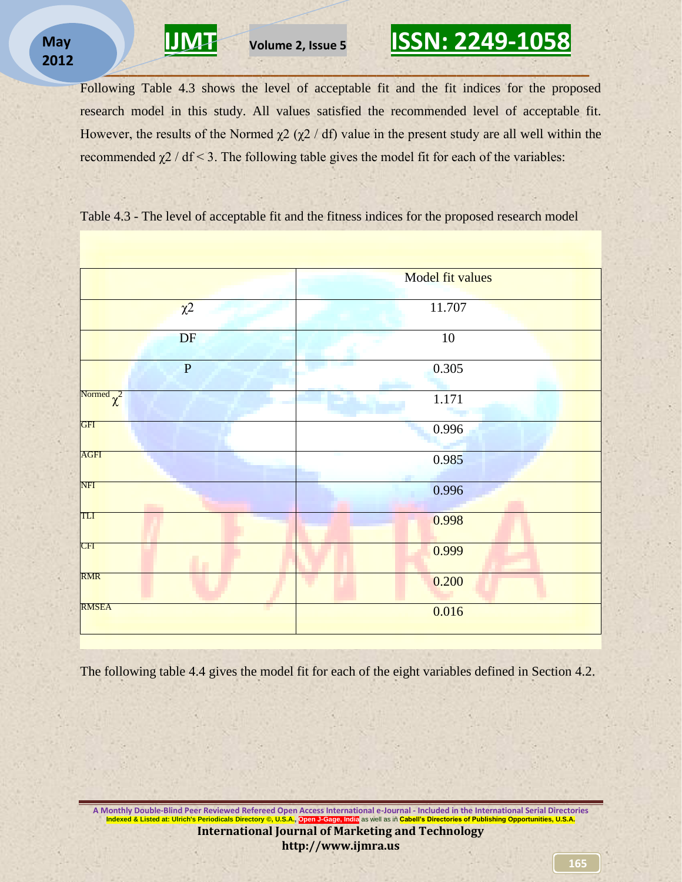Following Table 4.3 shows the level of acceptable fit and the fit indices for the proposed research model in this study. All values satisfied the recommended level of acceptable fit. However, the results of the Normed $\chi2$ ($\chi2$ / df) value in the present study are all well within the recommended $\chi2$ / df < 3. The following table gives the model fit for each of the variables:

Table 4.3 - The level of acceptable fit and the fitness indices for the proposed research model

| | Model fit values |
|---|---|
| $\chi2$ | 11.707 |
| DF | 10 |
| P | 0.305 |
| Normed $\chi^2$ | 1.171 |
| GFI | 0.996 |
| AGFI | 0.985 |
| NFI | 0.996 |
| TLI | 0.998 |
| CFI | 0.999 |
| RMR | 0.200 |
| RMSEA | 0.016 |

The following table 4.4 gives the model fit for each of the eight variables defined in Section 4.2.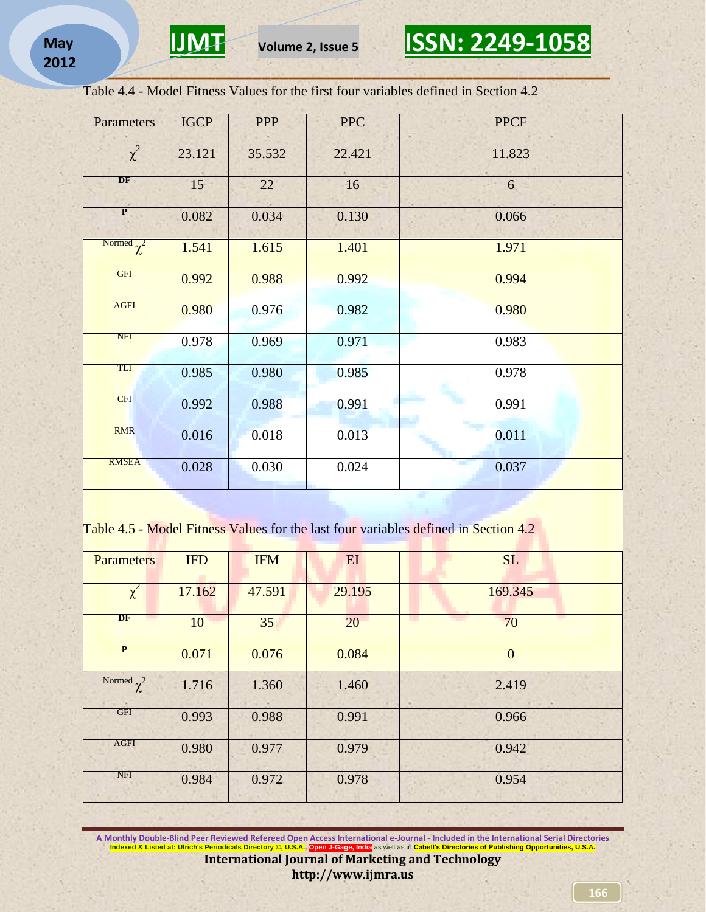Table 4.4 - Model Fitness Values for the first four variables defined in Section 4.2

| Parameters | IGCP | PPP | PPC | PPCF |
|---|---|---|---|---|
| $\chi^2$ | 23.121 | 35.532 | 22.421 | 11.823 |
| DF | 15 | 22 | 16 | 6 |
| P | 0.082 | 0.034 | 0.130 | 0.066 |
| Normed $\chi^2$ | 1.541 | 1.615 | 1.401 | 1.971 |
| GFI | 0.992 | 0.988 | 0.992 | 0.994 |
| AGFI | 0.980 | 0.976 | 0.982 | 0.980 |
| NFI | 0.978 | 0.969 | 0.971 | 0.983 |
| TLI | 0.985 | 0.980 | 0.985 | 0.978 |
| CFI | 0.992 | 0.988 | 0.991 | 0.991 |
| RMR | 0.016 | 0.018 | 0.013 | 0.011 |
| RMSEA | 0.028 | 0.030 | 0.024 | 0.037 |

Table 4.5 - Model Fitness Values for the last four variables defined in Section 4.2

| Parameters | IFD | IFM | EI | SL |
|---|---|---|---|---|
| $\chi^2$ | 17.162 | 47.591 | 29.195 | 169.345 |
| DF | 10 | 35 | 20 | 70 |
| P | 0.071 | 0.076 | 0.084 | 0 |
| Normed $\chi^2$ | 1.716 | 1.360 | 1.460 | 2.419 |
| GFI | 0.993 | 0.988 | 0.991 | 0.966 |
| AGFI | 0.980 | 0.977 | 0.979 | 0.942 |
| NFI | 0.984 | 0.972 | 0.978 | 0.954 |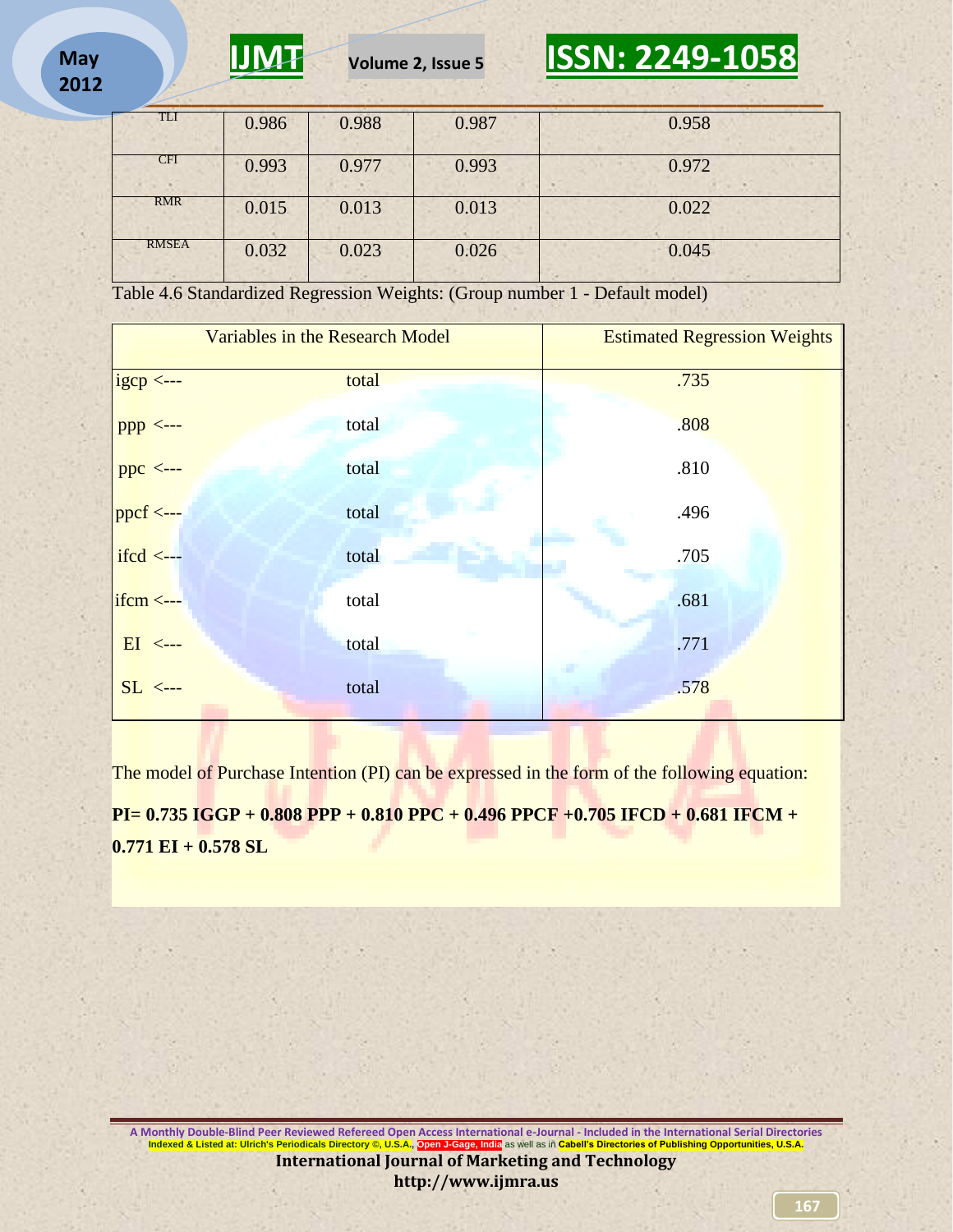| TLI | 0.986 | 0.988 | 0.987 | 0.958 |
|---|---|---|---|---|
| CFI | 0.993 | 0.977 | 0.993 | 0.972 |
| RMR | 0.015 | 0.013 | 0.013 | 0.022 |
| RMSEA | 0.032 | 0.023 | 0.026 | 0.045 |

Table 4.6 Standardized Regression Weights: (Group number 1 - Default model)

| Variables in the Research Model | | Estimated Regression Weights |
|---|---|---|
| igcp <--- | total | .735 |
| ppp <--- | total | .808 |
| ppc <--- | total | .810 |
| ppcf <--- | total | .496 |
| ifcd <--- | total | .705 |
| ifcm <--- | total | .681 |
| EI <--- | total | .771 |
| SL <--- | total | .578 |

The model of Purchase Intention (PI) can be expressed in the form of the following equation:

**PI= 0.735 IGGP + 0.808 PPP + 0.810 PPC + 0.496 PPCF +0.705 IFCD + 0.681 IFCM + 0.771 EI + 0.578 SL**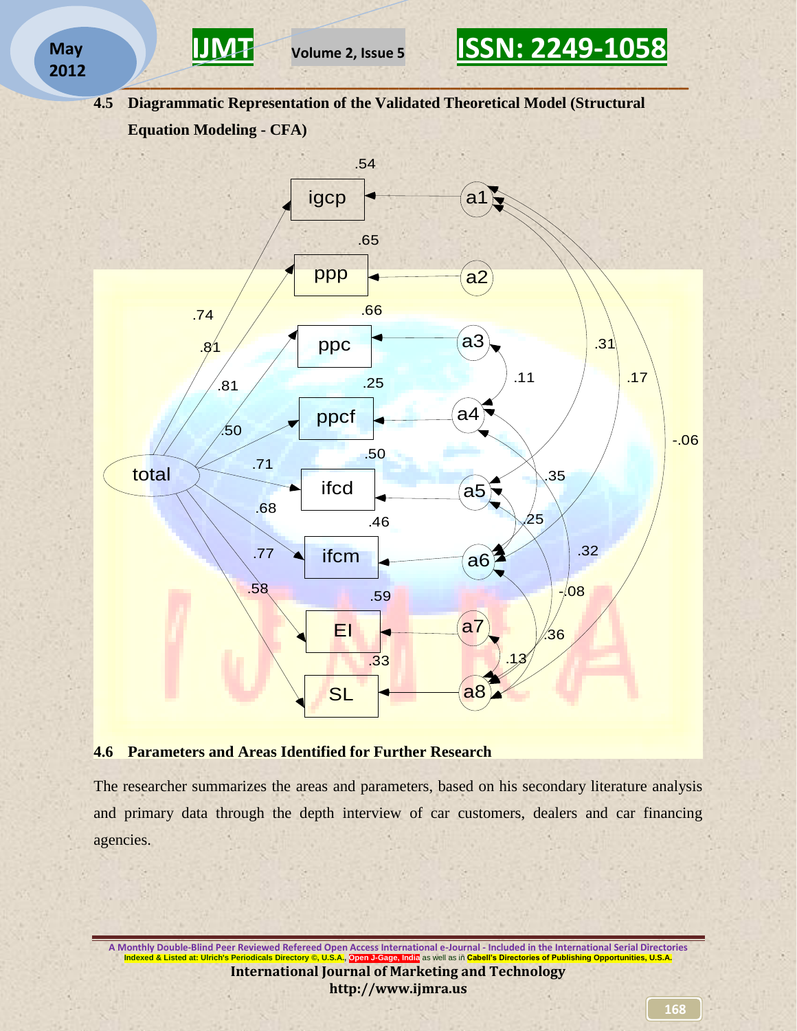### 4.5 Diagrammatic Representation of the Validated Theoretical Model (Structural Equation Modeling - CFA)

### 4.6 Parameters and Areas Identified for Further Research

The researcher summarizes the areas and parameters, based on his secondary literature analysis and primary data through the depth interview of car customers, dealers and car financing agencies.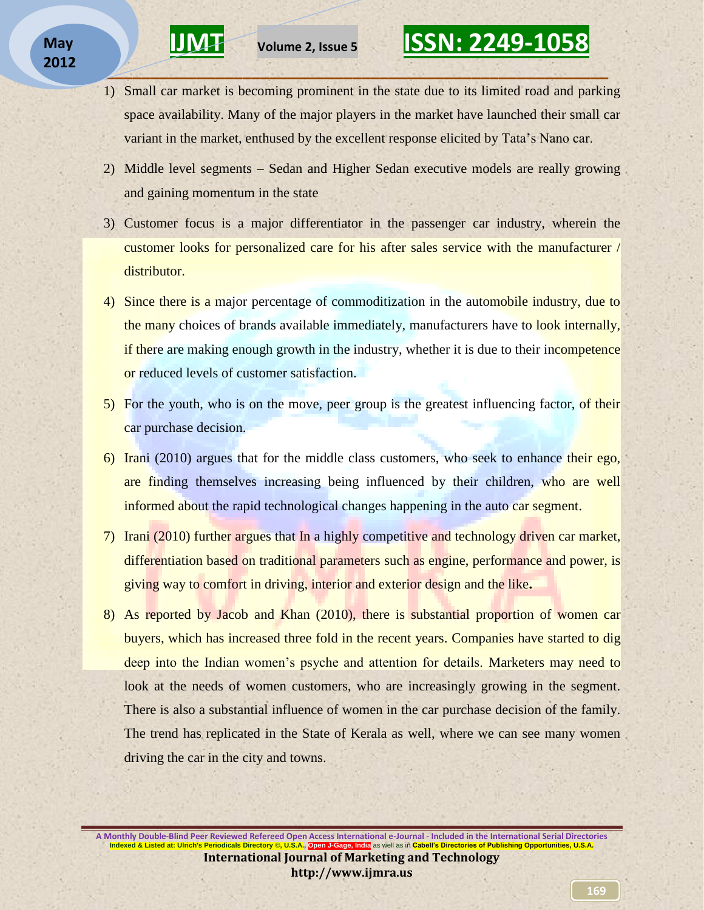1) Small car market is becoming prominent in the state due to its limited road and parking space availability. Many of the major players in the market have launched their small car variant in the market, enthused by the excellent response elicited by Tata's Nano car.

2) Middle level segments – Sedan and Higher Sedan executive models are really growing and gaining momentum in the state

3) Customer focus is a major differentiator in the passenger car industry, wherein the customer looks for personalized care for his after sales service with the manufacturer / distributor.

4) Since there is a major percentage of commoditization in the automobile industry, due to the many choices of brands available immediately, manufacturers have to look internally, if there are making enough growth in the industry, whether it is due to their incompetence or reduced levels of customer satisfaction.

5) For the youth, who is on the move, peer group is the greatest influencing factor, of their car purchase decision.

6) Irani (2010) argues that for the middle class customers, who seek to enhance their ego, are finding themselves increasing being influenced by their children, who are well informed about the rapid technological changes happening in the auto car segment.

7) Irani (2010) further argues that In a highly competitive and technology driven car market, differentiation based on traditional parameters such as engine, performance and power, is giving way to comfort in driving, interior and exterior design and the like**.**

8) As reported by Jacob and Khan (2010), there is substantial proportion of women car buyers, which has increased three fold in the recent years. Companies have started to dig deep into the Indian women's psyche and attention for details. Marketers may need to look at the needs of women customers, who are increasingly growing in the segment. There is also a substantial influence of women in the car purchase decision of the family. The trend has replicated in the State of Kerala as well, where we can see many women driving the car in the city and towns.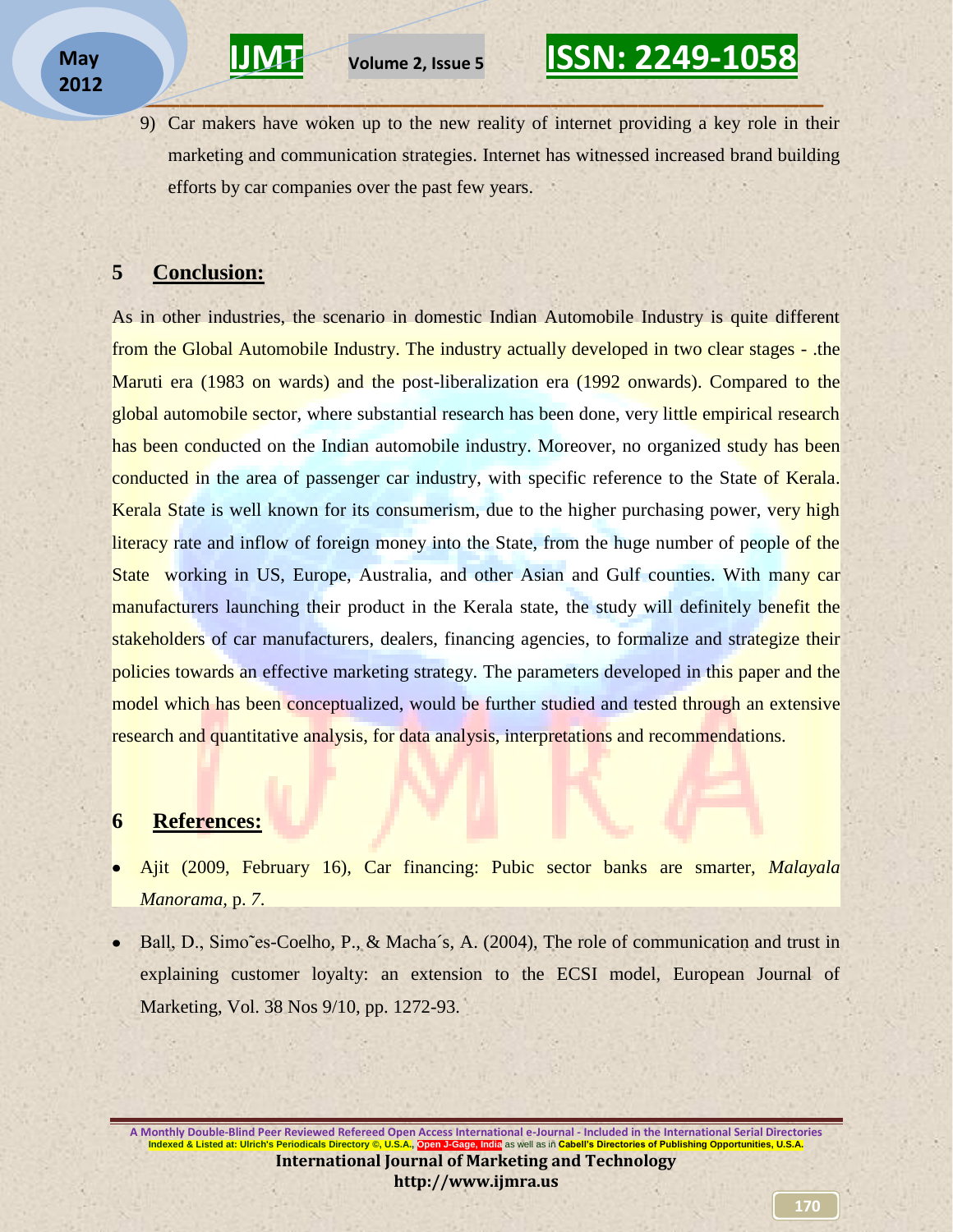9) Car makers have woken up to the new reality of internet providing a key role in their marketing and communication strategies. Internet has witnessed increased brand building efforts by car companies over the past few years.

## 5 Conclusion:

As in other industries, the scenario in domestic Indian Automobile Industry is quite different from the Global Automobile Industry. The industry actually developed in two clear stages - .the Maruti era (1983 on wards) and the post-liberalization era (1992 onwards). Compared to the global automobile sector, where substantial research has been done, very little empirical research has been conducted on the Indian automobile industry. Moreover, no organized study has been conducted in the area of passenger car industry, with specific reference to the State of Kerala. Kerala State is well known for its consumerism, due to the higher purchasing power, very high literacy rate and inflow of foreign money into the State, from the huge number of people of the State working in US, Europe, Australia, and other Asian and Gulf counties. With many car manufacturers launching their product in the Kerala state, the study will definitely benefit the stakeholders of car manufacturers, dealers, financing agencies, to formalize and strategize their policies towards an effective marketing strategy. The parameters developed in this paper and the model which has been conceptualized, would be further studied and tested through an extensive research and quantitative analysis, for data analysis, interpretations and recommendations.

## 6 References:

- Ajit (2009, February 16), Car financing: Pubic sector banks are smarter, *Malayala Manorama*, p. *7*.
- Ball, D., Simo˜es-Coelho, P., & Macha´s, A. (2004), The role of communication and trust in explaining customer loyalty: an extension to the ECSI model, European Journal of Marketing, Vol. 38 Nos 9/10, pp. 1272-93.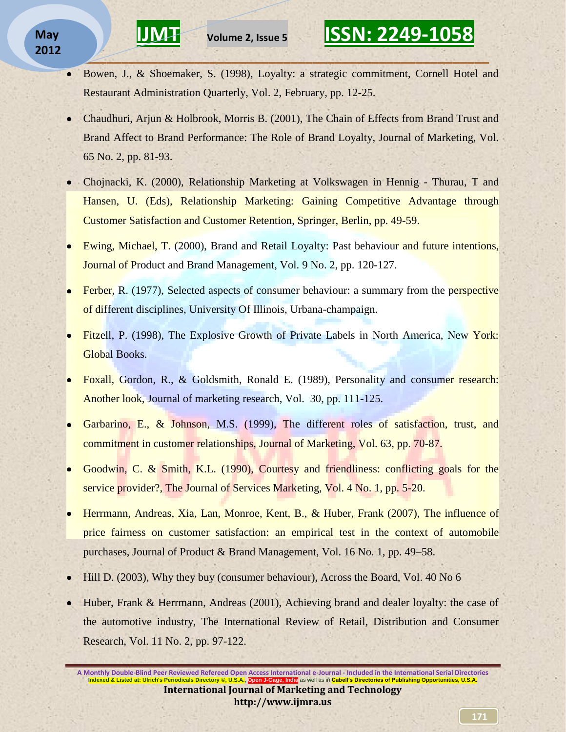- Bowen, J., & Shoemaker, S. (1998), Loyalty: a strategic commitment, Cornell Hotel and Restaurant Administration Quarterly, Vol. 2, February, pp. 12-25.
- Chaudhuri, Arjun & Holbrook, Morris B. (2001), The Chain of Effects from Brand Trust and Brand Affect to Brand Performance: The Role of Brand Loyalty, Journal of Marketing, Vol. 65 No. 2, pp. 81-93.
- Chojnacki, K. (2000), Relationship Marketing at Volkswagen in Hennig - Thurau, T and Hansen, U. (Eds), Relationship Marketing: Gaining Competitive Advantage through Customer Satisfaction and Customer Retention, Springer, Berlin, pp. 49-59.
- Ewing, Michael, T. (2000), Brand and Retail Loyalty: Past behaviour and future intentions, Journal of Product and Brand Management, Vol. 9 No. 2, pp. 120-127.
- Ferber, R. (1977), Selected aspects of consumer behaviour: a summary from the perspective of different disciplines, University Of Illinois, Urbana-champaign.
- Fitzell, P. (1998), The Explosive Growth of Private Labels in North America, New York: Global Books.
- Foxall, Gordon, R., & Goldsmith, Ronald E. (1989), Personality and consumer research: Another look, Journal of marketing research, Vol. 30, pp. 111-125.
- Garbarino, E., & Johnson, M.S. (1999), The different roles of satisfaction, trust, and commitment in customer relationships, Journal of Marketing, Vol. 63, pp. 70-87.
- Goodwin, C. & Smith, K.L. (1990), Courtesy and friendliness: conflicting goals for the service provider?, The Journal of Services Marketing, Vol. 4 No. 1, pp. 5-20.
- Herrmann, Andreas, Xia, Lan, Monroe, Kent, B., & Huber, Frank (2007), The influence of price fairness on customer satisfaction: an empirical test in the context of automobile purchases, Journal of Product & Brand Management, Vol. 16 No. 1, pp. 49–58.
- Hill D. (2003), Why they buy (consumer behaviour), Across the Board, Vol. 40 No 6
- Huber, Frank & Herrmann, Andreas (2001), Achieving brand and dealer loyalty: the case of the automotive industry, The International Review of Retail, Distribution and Consumer Research, Vol. 11 No. 2, pp. 97-122.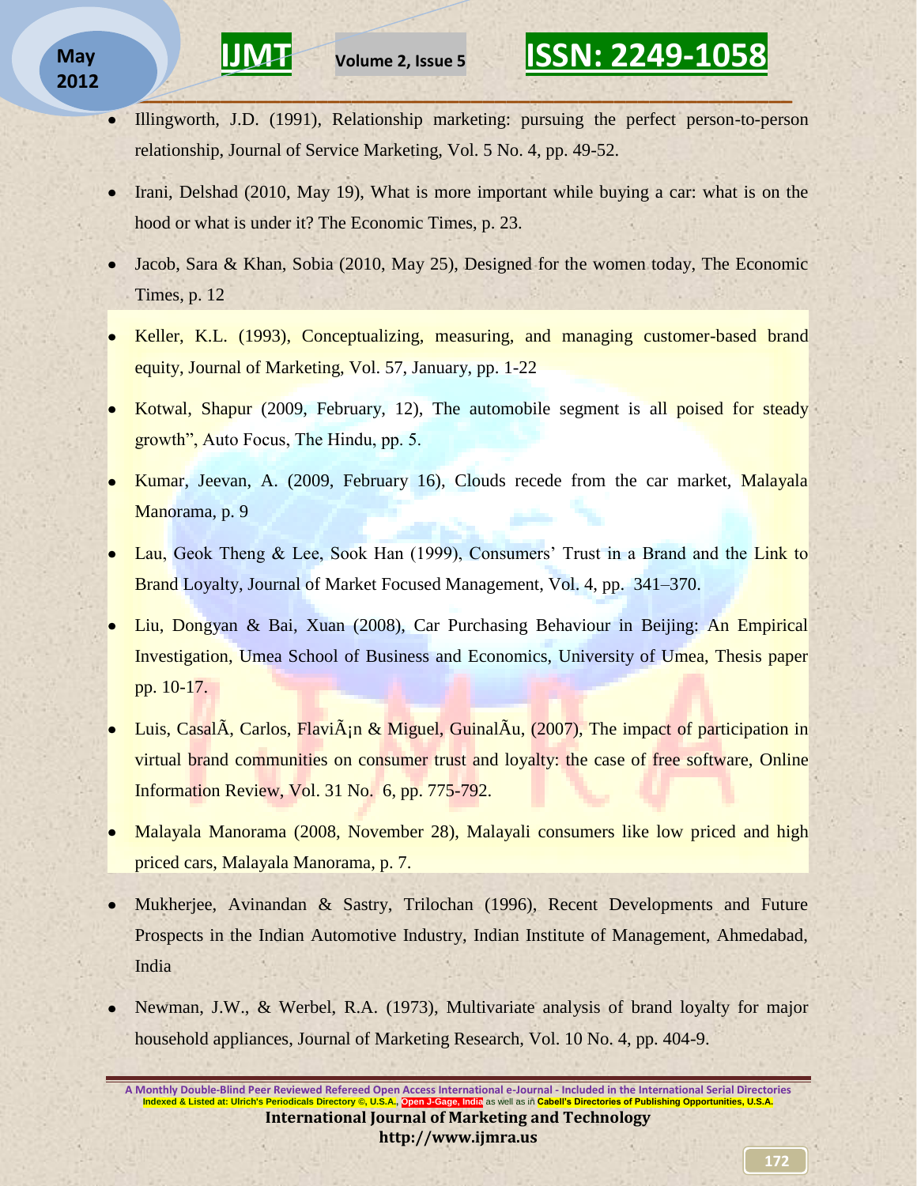- Illingworth, J.D. (1991), Relationship marketing: pursuing the perfect person-to-person relationship, Journal of Service Marketing, Vol. 5 No. 4, pp. 49-52.
- Irani, Delshad (2010, May 19), What is more important while buying a car: what is on the hood or what is under it? The Economic Times, p. 23.
- Jacob, Sara & Khan, Sobia (2010, May 25), Designed for the women today, The Economic Times, p. 12
- Keller, K.L. (1993), Conceptualizing, measuring, and managing customer-based brand equity, Journal of Marketing, Vol. 57, January, pp. 1-22
- Kotwal, Shapur (2009, February, 12), The automobile segment is all poised for steady growth", Auto Focus, The Hindu, pp. 5.
- Kumar, Jeevan, A. (2009, February 16), Clouds recede from the car market, Malayala Manorama, p. 9
- Lau, Geok Theng & Lee, Sook Han (1999), Consumers' Trust in a Brand and the Link to Brand Loyalty, Journal of Market Focused Management, Vol. 4, pp. 341–370.
- Liu, Dongyan & Bai, Xuan (2008), Car Purchasing Behaviour in Beijing: An Empirical Investigation, Umea School of Business and Economics, University of Umea, Thesis paper pp. 10-17.
- Luis, CasalÃ, Carlos, FlaviÃ¡n & Miguel, GuinalÃu, (2007), The impact of participation in virtual brand communities on consumer trust and loyalty: the case of free software, Online Information Review, Vol. 31 No. 6, pp. 775-792.
- Malayala Manorama (2008, November 28), Malayali consumers like low priced and high priced cars, Malayala Manorama, p. 7.
- Mukherjee, Avinandan & Sastry, Trilochan (1996), Recent Developments and Future Prospects in the Indian Automotive Industry, Indian Institute of Management, Ahmedabad, India
- Newman, J.W., & Werbel, R.A. (1973), Multivariate analysis of brand loyalty for major household appliances, Journal of Marketing Research, Vol. 10 No. 4, pp. 404-9.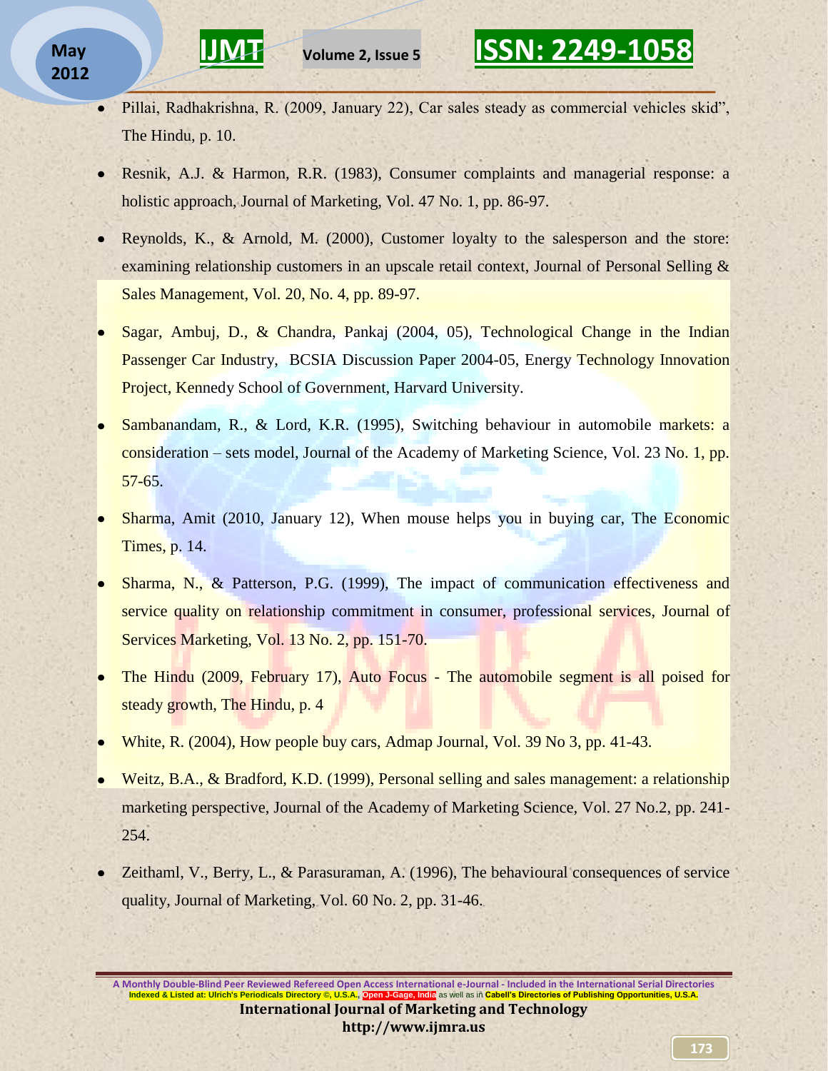- Pillai, Radhakrishna, R. (2009, January 22), Car sales steady as commercial vehicles skid", The Hindu, p. 10.
- Resnik, A.J. & Harmon, R.R. (1983), Consumer complaints and managerial response: a holistic approach, Journal of Marketing, Vol. 47 No. 1, pp. 86-97.
- Reynolds, K., & Arnold, M. (2000), Customer loyalty to the salesperson and the store: examining relationship customers in an upscale retail context, Journal of Personal Selling & Sales Management, Vol. 20, No. 4, pp. 89-97.
- Sagar, Ambuj, D., & Chandra, Pankaj (2004, 05), Technological Change in the Indian Passenger Car Industry, BCSIA Discussion Paper 2004-05, Energy Technology Innovation Project, Kennedy School of Government, Harvard University.
- Sambanandam, R., & Lord, K.R. (1995), Switching behaviour in automobile markets: a consideration – sets model, Journal of the Academy of Marketing Science, Vol. 23 No. 1, pp. 57-65.
- Sharma, Amit (2010, January 12), When mouse helps you in buying car, The Economic Times, p. 14.
- Sharma, N., & Patterson, P.G. (1999), The impact of communication effectiveness and service quality on relationship commitment in consumer, professional services, Journal of Services Marketing, Vol. 13 No. 2, pp. 151-70.
- The Hindu (2009, February 17), Auto Focus - The automobile segment is all poised for steady growth, The Hindu, p. 4
- White, R. (2004), How people buy cars, Admap Journal, Vol. 39 No 3, pp. 41-43.
- Weitz, B.A., & Bradford, K.D. (1999), Personal selling and sales management: a relationship marketing perspective, Journal of the Academy of Marketing Science, Vol. 27 No.2, pp. 241-254.
- Zeithaml, V., Berry, L., & Parasuraman, A. (1996), The behavioural consequences of service quality, Journal of Marketing, Vol. 60 No. 2, pp. 31-46.